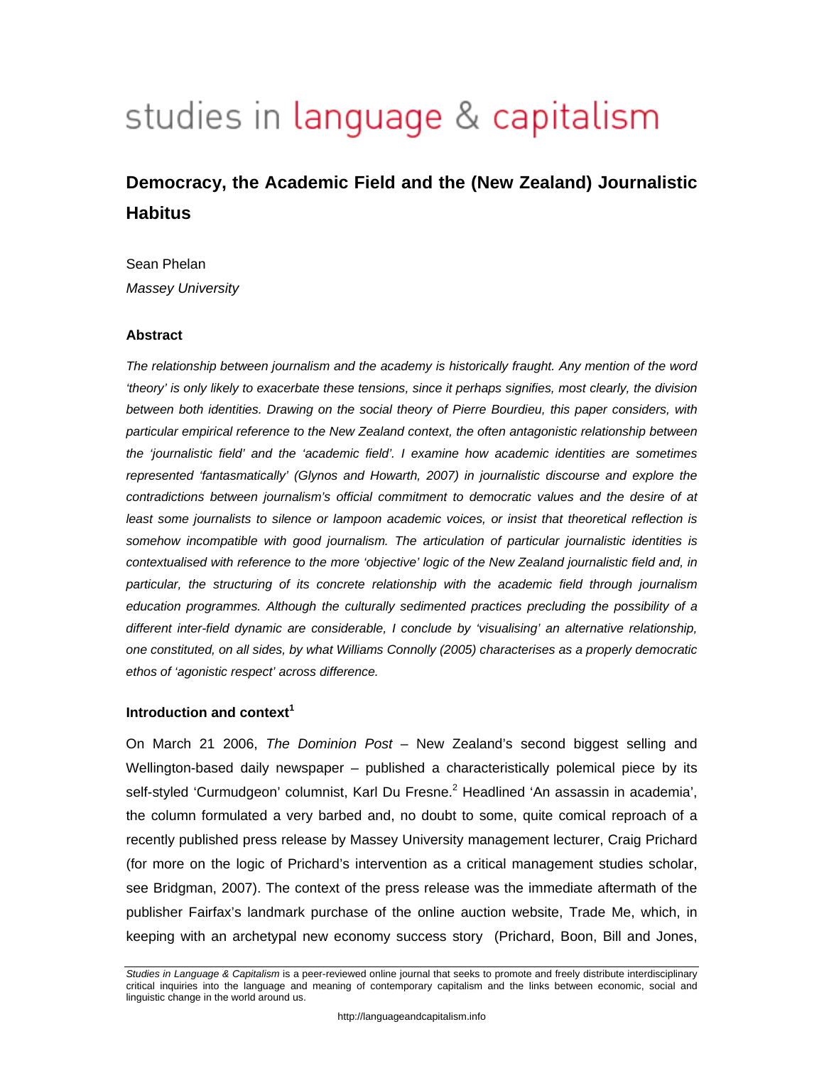# studies in language & capitalism

## Democracy, the Academic Field and the (New Zealand) Journalistic Habitus

Sean Phelan
*Massey University*

### Abstract

*The relationship between journalism and the academy is historically fraught. Any mention of the word 'theory' is only likely to exacerbate these tensions, since it perhaps signifies, most clearly, the division between both identities. Drawing on the social theory of Pierre Bourdieu, this paper considers, with particular empirical reference to the New Zealand context, the often antagonistic relationship between the 'journalistic field' and the 'academic field'. I examine how academic identities are sometimes represented 'fantasmatically' (Glynos and Howarth, 2007) in journalistic discourse and explore the contradictions between journalism's official commitment to democratic values and the desire of at least some journalists to silence or lampoon academic voices, or insist that theoretical reflection is somehow incompatible with good journalism. The articulation of particular journalistic identities is contextualised with reference to the more 'objective' logic of the New Zealand journalistic field and, in particular, the structuring of its concrete relationship with the academic field through journalism education programmes. Although the culturally sedimented practices precluding the possibility of a different inter-field dynamic are considerable, I conclude by 'visualising' an alternative relationship, one constituted, on all sides, by what Williams Connolly (2005) characterises as a properly democratic ethos of 'agonistic respect' across difference.*

### Introduction and context[1]

On March 21 2006, *The Dominion Post* – New Zealand's second biggest selling and Wellington-based daily newspaper – published a characteristically polemical piece by its self-styled 'Curmudgeon' columnist, Karl Du Fresne.[2] Headlined 'An assassin in academia', the column formulated a very barbed and, no doubt to some, quite comical reproach of a recently published press release by Massey University management lecturer, Craig Prichard (for more on the logic of Prichard's intervention as a critical management studies scholar, see Bridgman, 2007). The context of the press release was the immediate aftermath of the publisher Fairfax's landmark purchase of the online auction website, Trade Me, which, in keeping with an archetypal new economy success story (Prichard, Boon, Bill and Jones,

*Studies in Language & Capitalism* is a peer-reviewed online journal that seeks to promote and freely distribute interdisciplinary critical inquiries into the language and meaning of contemporary capitalism and the links between economic, social and linguistic change in the world around us.

http://languageandcapitalism.info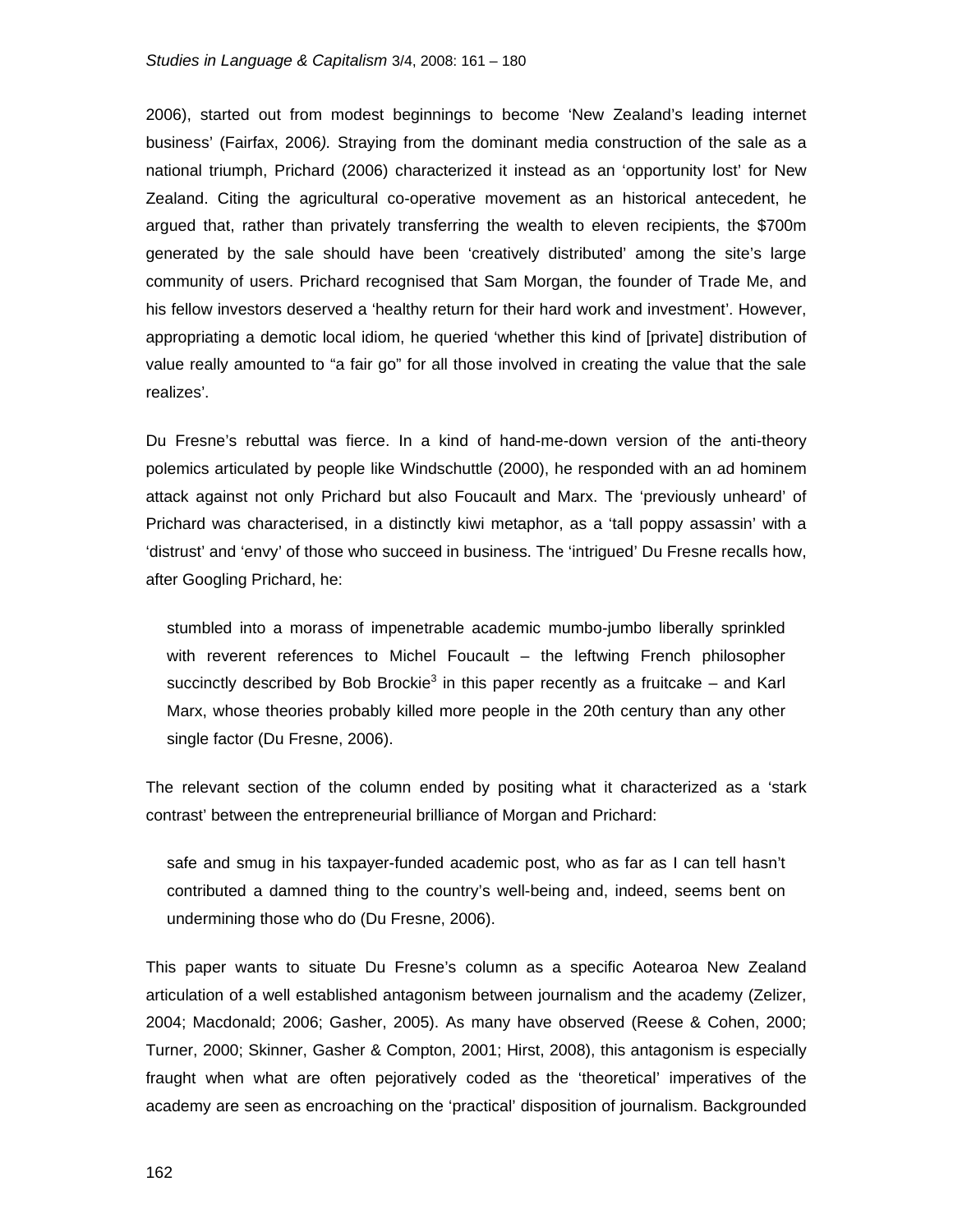2006), started out from modest beginnings to become 'New Zealand's leading internet business' (Fairfax, 2006*).* Straying from the dominant media construction of the sale as a national triumph, Prichard (2006) characterized it instead as an 'opportunity lost' for New Zealand. Citing the agricultural co-operative movement as an historical antecedent, he argued that, rather than privately transferring the wealth to eleven recipients, the $700m generated by the sale should have been 'creatively distributed' among the site's large community of users. Prichard recognised that Sam Morgan, the founder of Trade Me, and his fellow investors deserved a 'healthy return for their hard work and investment'. However, appropriating a demotic local idiom, he queried 'whether this kind of [private] distribution of value really amounted to "a fair go" for all those involved in creating the value that the sale realizes'.

Du Fresne's rebuttal was fierce. In a kind of hand-me-down version of the anti-theory polemics articulated by people like Windschuttle (2000), he responded with an ad hominem attack against not only Prichard but also Foucault and Marx. The 'previously unheard' of Prichard was characterised, in a distinctly kiwi metaphor, as a 'tall poppy assassin' with a 'distrust' and 'envy' of those who succeed in business. The 'intrigued' Du Fresne recalls how, after Googling Prichard, he:

> stumbled into a morass of impenetrable academic mumbo-jumbo liberally sprinkled with reverent references to Michel Foucault – the leftwing French philosopher succinctly described by Bob Brockie[3] in this paper recently as a fruitcake – and Karl Marx, whose theories probably killed more people in the 20th century than any other single factor (Du Fresne, 2006).

The relevant section of the column ended by positing what it characterized as a 'stark contrast' between the entrepreneurial brilliance of Morgan and Prichard:

> safe and smug in his taxpayer-funded academic post, who as far as I can tell hasn't contributed a damned thing to the country's well-being and, indeed, seems bent on undermining those who do (Du Fresne, 2006).

This paper wants to situate Du Fresne's column as a specific Aotearoa New Zealand articulation of a well established antagonism between journalism and the academy (Zelizer, 2004; Macdonald; 2006; Gasher, 2005). As many have observed (Reese & Cohen, 2000; Turner, 2000; Skinner, Gasher & Compton, 2001; Hirst, 2008), this antagonism is especially fraught when what are often pejoratively coded as the 'theoretical' imperatives of the academy are seen as encroaching on the 'practical' disposition of journalism. Backgrounded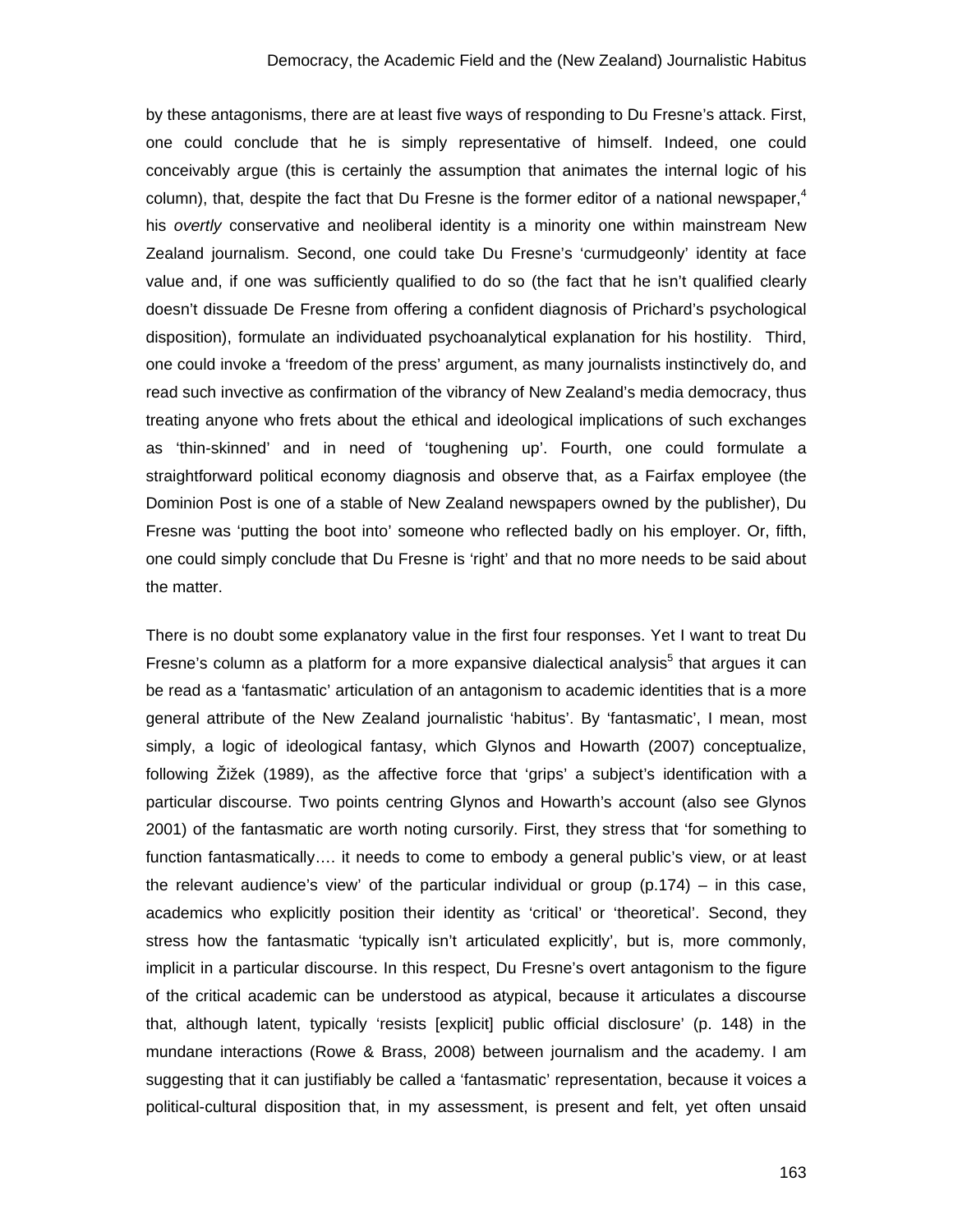by these antagonisms, there are at least five ways of responding to Du Fresne's attack. First, one could conclude that he is simply representative of himself. Indeed, one could conceivably argue (this is certainly the assumption that animates the internal logic of his column), that, despite the fact that Du Fresne is the former editor of a national newspaper,[4] his *overtly* conservative and neoliberal identity is a minority one within mainstream New Zealand journalism. Second, one could take Du Fresne's 'curmudgeonly' identity at face value and, if one was sufficiently qualified to do so (the fact that he isn't qualified clearly doesn't dissuade De Fresne from offering a confident diagnosis of Prichard's psychological disposition), formulate an individuated psychoanalytical explanation for his hostility. Third, one could invoke a 'freedom of the press' argument, as many journalists instinctively do, and read such invective as confirmation of the vibrancy of New Zealand's media democracy, thus treating anyone who frets about the ethical and ideological implications of such exchanges as 'thin-skinned' and in need of 'toughening up'. Fourth, one could formulate a straightforward political economy diagnosis and observe that, as a Fairfax employee (the Dominion Post is one of a stable of New Zealand newspapers owned by the publisher), Du Fresne was 'putting the boot into' someone who reflected badly on his employer. Or, fifth, one could simply conclude that Du Fresne is 'right' and that no more needs to be said about the matter.

There is no doubt some explanatory value in the first four responses. Yet I want to treat Du Fresne's column as a platform for a more expansive dialectical analysis[5] that argues it can be read as a 'fantasmatic' articulation of an antagonism to academic identities that is a more general attribute of the New Zealand journalistic 'habitus'. By 'fantasmatic', I mean, most simply, a logic of ideological fantasy, which Glynos and Howarth (2007) conceptualize, following Žižek (1989), as the affective force that 'grips' a subject's identification with a particular discourse. Two points centring Glynos and Howarth's account (also see Glynos 2001) of the fantasmatic are worth noting cursorily. First, they stress that 'for something to function fantasmatically…. it needs to come to embody a general public's view, or at least the relevant audience's view' of the particular individual or group (p.174) – in this case, academics who explicitly position their identity as 'critical' or 'theoretical'. Second, they stress how the fantasmatic 'typically isn't articulated explicitly', but is, more commonly, implicit in a particular discourse. In this respect, Du Fresne's overt antagonism to the figure of the critical academic can be understood as atypical, because it articulates a discourse that, although latent, typically 'resists [explicit] public official disclosure' (p. 148) in the mundane interactions (Rowe & Brass, 2008) between journalism and the academy. I am suggesting that it can justifiably be called a 'fantasmatic' representation, because it voices a political-cultural disposition that, in my assessment, is present and felt, yet often unsaid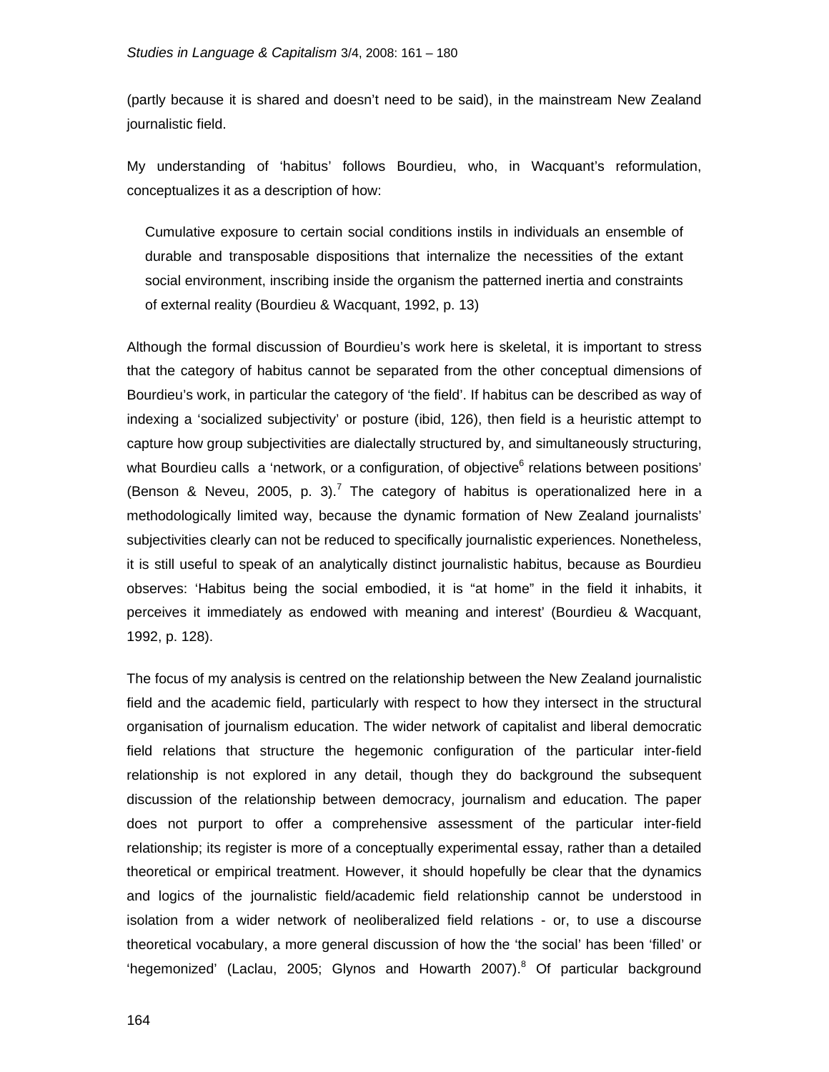(partly because it is shared and doesn't need to be said), in the mainstream New Zealand journalistic field.

My understanding of 'habitus' follows Bourdieu, who, in Wacquant's reformulation, conceptualizes it as a description of how:

> Cumulative exposure to certain social conditions instils in individuals an ensemble of durable and transposable dispositions that internalize the necessities of the extant social environment, inscribing inside the organism the patterned inertia and constraints of external reality (Bourdieu & Wacquant, 1992, p. 13)

Although the formal discussion of Bourdieu's work here is skeletal, it is important to stress that the category of habitus cannot be separated from the other conceptual dimensions of Bourdieu's work, in particular the category of 'the field'. If habitus can be described as way of indexing a 'socialized subjectivity' or posture (ibid, 126), then field is a heuristic attempt to capture how group subjectivities are dialectally structured by, and simultaneously structuring, what Bourdieu calls a 'network, or a configuration, of objective[6] relations between positions' (Benson & Neveu, 2005, p. 3).[7] The category of habitus is operationalized here in a methodologically limited way, because the dynamic formation of New Zealand journalists' subjectivities clearly can not be reduced to specifically journalistic experiences. Nonetheless, it is still useful to speak of an analytically distinct journalistic habitus, because as Bourdieu observes: 'Habitus being the social embodied, it is "at home" in the field it inhabits, it perceives it immediately as endowed with meaning and interest' (Bourdieu & Wacquant, 1992, p. 128).

The focus of my analysis is centred on the relationship between the New Zealand journalistic field and the academic field, particularly with respect to how they intersect in the structural organisation of journalism education. The wider network of capitalist and liberal democratic field relations that structure the hegemonic configuration of the particular inter-field relationship is not explored in any detail, though they do background the subsequent discussion of the relationship between democracy, journalism and education. The paper does not purport to offer a comprehensive assessment of the particular inter-field relationship; its register is more of a conceptually experimental essay, rather than a detailed theoretical or empirical treatment. However, it should hopefully be clear that the dynamics and logics of the journalistic field/academic field relationship cannot be understood in isolation from a wider network of neoliberalized field relations - or, to use a discourse theoretical vocabulary, a more general discussion of how the 'the social' has been 'filled' or 'hegemonized' (Laclau, 2005; Glynos and Howarth 2007).[8] Of particular background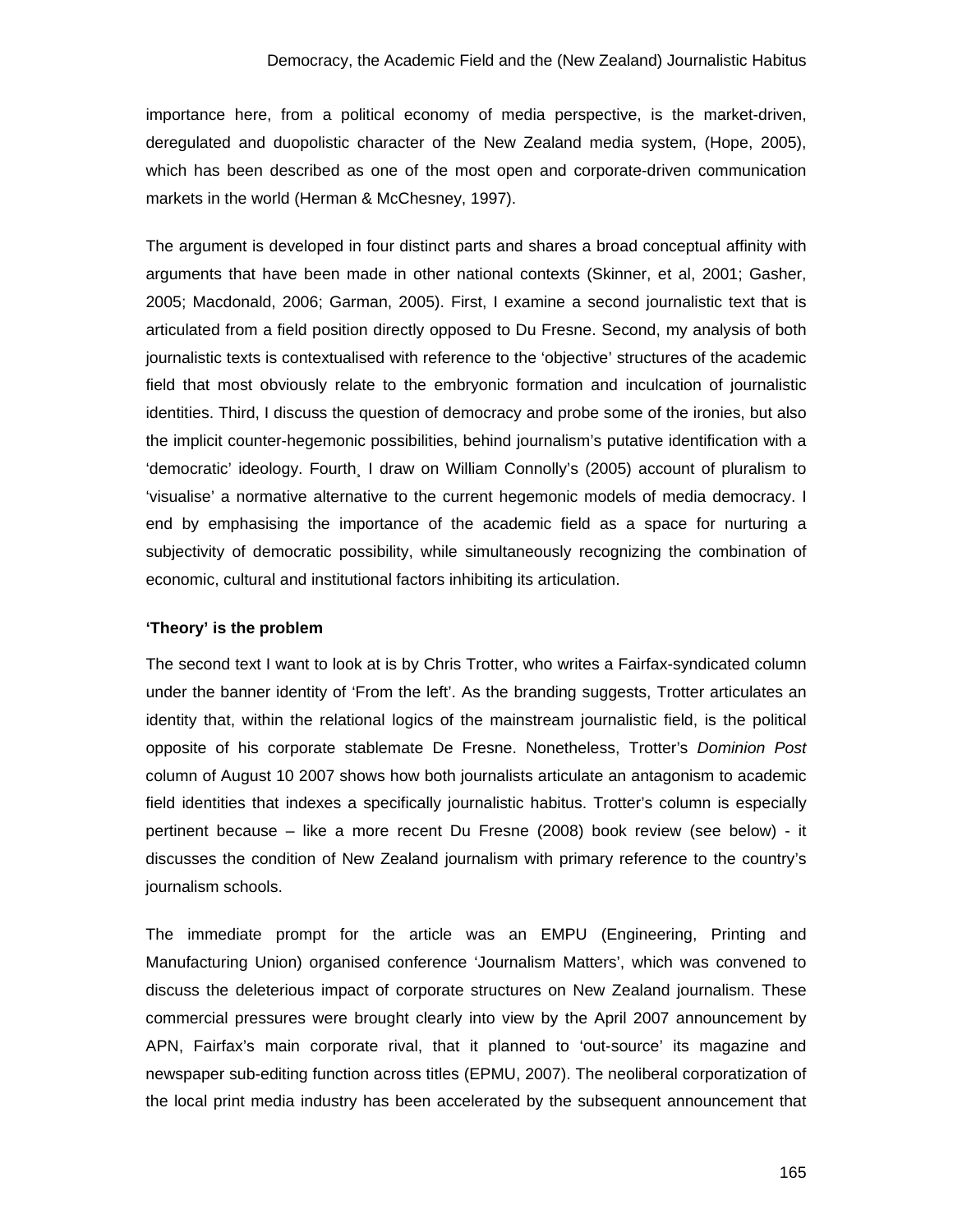importance here, from a political economy of media perspective, is the market-driven, deregulated and duopolistic character of the New Zealand media system, (Hope, 2005), which has been described as one of the most open and corporate-driven communication markets in the world (Herman & McChesney, 1997).

The argument is developed in four distinct parts and shares a broad conceptual affinity with arguments that have been made in other national contexts (Skinner, et al, 2001; Gasher, 2005; Macdonald, 2006; Garman, 2005). First, I examine a second journalistic text that is articulated from a field position directly opposed to Du Fresne. Second, my analysis of both journalistic texts is contextualised with reference to the 'objective' structures of the academic field that most obviously relate to the embryonic formation and inculcation of journalistic identities. Third, I discuss the question of democracy and probe some of the ironies, but also the implicit counter-hegemonic possibilities, behind journalism's putative identification with a 'democratic' ideology. Fourth¸ I draw on William Connolly's (2005) account of pluralism to 'visualise' a normative alternative to the current hegemonic models of media democracy. I end by emphasising the importance of the academic field as a space for nurturing a subjectivity of democratic possibility, while simultaneously recognizing the combination of economic, cultural and institutional factors inhibiting its articulation.

**'Theory' is the problem**

The second text I want to look at is by Chris Trotter, who writes a Fairfax-syndicated column under the banner identity of 'From the left'. As the branding suggests, Trotter articulates an identity that, within the relational logics of the mainstream journalistic field, is the political opposite of his corporate stablemate De Fresne. Nonetheless, Trotter's *Dominion Post* column of August 10 2007 shows how both journalists articulate an antagonism to academic field identities that indexes a specifically journalistic habitus. Trotter's column is especially pertinent because – like a more recent Du Fresne (2008) book review (see below) - it discusses the condition of New Zealand journalism with primary reference to the country's journalism schools.

The immediate prompt for the article was an EMPU (Engineering, Printing and Manufacturing Union) organised conference 'Journalism Matters', which was convened to discuss the deleterious impact of corporate structures on New Zealand journalism. These commercial pressures were brought clearly into view by the April 2007 announcement by APN, Fairfax's main corporate rival, that it planned to 'out-source' its magazine and newspaper sub-editing function across titles (EPMU, 2007). The neoliberal corporatization of the local print media industry has been accelerated by the subsequent announcement that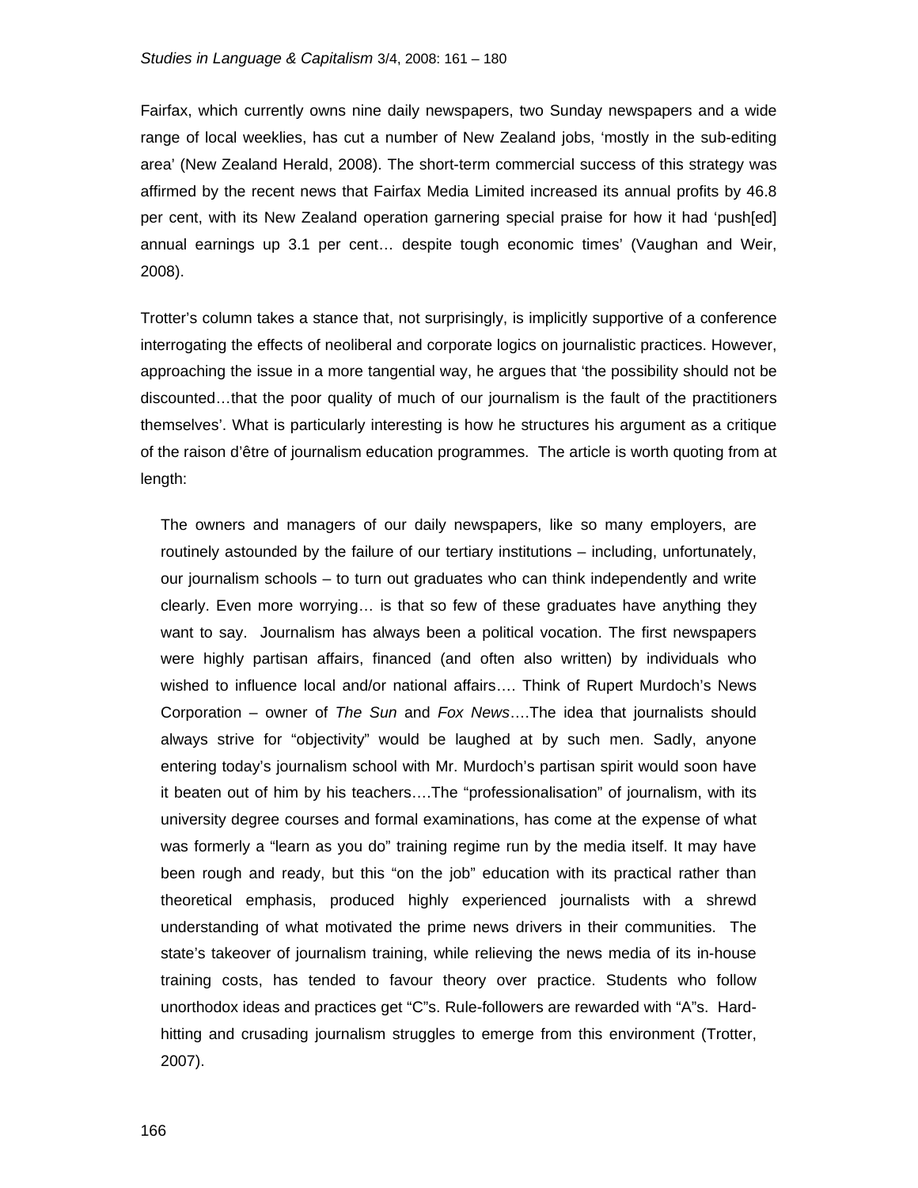Fairfax, which currently owns nine daily newspapers, two Sunday newspapers and a wide range of local weeklies, has cut a number of New Zealand jobs, 'mostly in the sub-editing area' (New Zealand Herald, 2008). The short-term commercial success of this strategy was affirmed by the recent news that Fairfax Media Limited increased its annual profits by 46.8 per cent, with its New Zealand operation garnering special praise for how it had 'push[ed] annual earnings up 3.1 per cent… despite tough economic times' (Vaughan and Weir, 2008).

Trotter's column takes a stance that, not surprisingly, is implicitly supportive of a conference interrogating the effects of neoliberal and corporate logics on journalistic practices. However, approaching the issue in a more tangential way, he argues that 'the possibility should not be discounted…that the poor quality of much of our journalism is the fault of the practitioners themselves'. What is particularly interesting is how he structures his argument as a critique of the raison d'être of journalism education programmes. The article is worth quoting from at length:

> The owners and managers of our daily newspapers, like so many employers, are routinely astounded by the failure of our tertiary institutions – including, unfortunately, our journalism schools – to turn out graduates who can think independently and write clearly. Even more worrying… is that so few of these graduates have anything they want to say. Journalism has always been a political vocation. The first newspapers were highly partisan affairs, financed (and often also written) by individuals who wished to influence local and/or national affairs…. Think of Rupert Murdoch's News Corporation – owner of *The Sun* and *Fox News*….The idea that journalists should always strive for "objectivity" would be laughed at by such men. Sadly, anyone entering today's journalism school with Mr. Murdoch's partisan spirit would soon have it beaten out of him by his teachers….The "professionalisation" of journalism, with its university degree courses and formal examinations, has come at the expense of what was formerly a "learn as you do" training regime run by the media itself. It may have been rough and ready, but this "on the job" education with its practical rather than theoretical emphasis, produced highly experienced journalists with a shrewd understanding of what motivated the prime news drivers in their communities. The state's takeover of journalism training, while relieving the news media of its in-house training costs, has tended to favour theory over practice. Students who follow unorthodox ideas and practices get "C"s. Rule-followers are rewarded with "A"s. Hard-hitting and crusading journalism struggles to emerge from this environment (Trotter, 2007).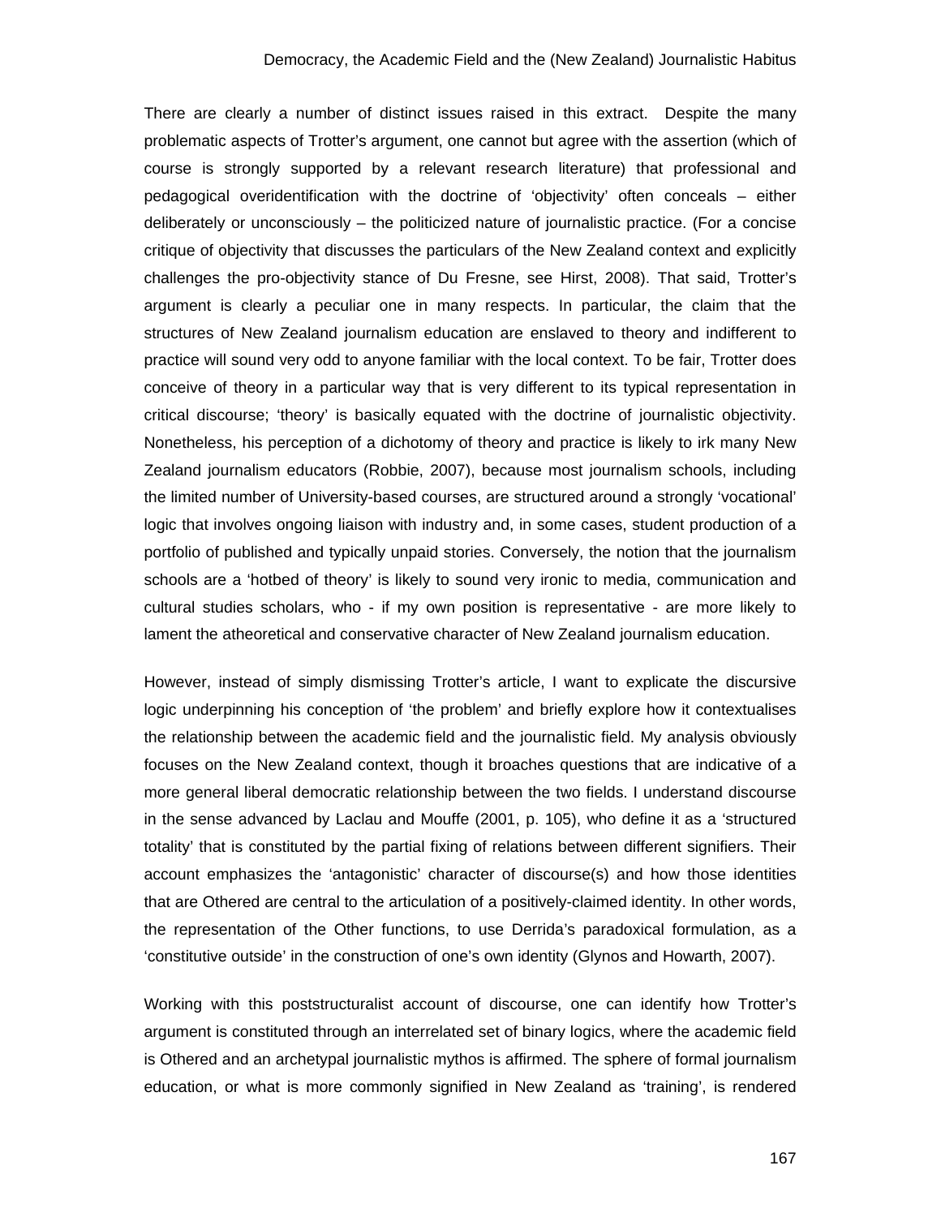There are clearly a number of distinct issues raised in this extract. Despite the many problematic aspects of Trotter's argument, one cannot but agree with the assertion (which of course is strongly supported by a relevant research literature) that professional and pedagogical overidentification with the doctrine of 'objectivity' often conceals – either deliberately or unconsciously – the politicized nature of journalistic practice. (For a concise critique of objectivity that discusses the particulars of the New Zealand context and explicitly challenges the pro-objectivity stance of Du Fresne, see Hirst, 2008). That said, Trotter's argument is clearly a peculiar one in many respects. In particular, the claim that the structures of New Zealand journalism education are enslaved to theory and indifferent to practice will sound very odd to anyone familiar with the local context. To be fair, Trotter does conceive of theory in a particular way that is very different to its typical representation in critical discourse; 'theory' is basically equated with the doctrine of journalistic objectivity. Nonetheless, his perception of a dichotomy of theory and practice is likely to irk many New Zealand journalism educators (Robbie, 2007), because most journalism schools, including the limited number of University-based courses, are structured around a strongly 'vocational' logic that involves ongoing liaison with industry and, in some cases, student production of a portfolio of published and typically unpaid stories. Conversely, the notion that the journalism schools are a 'hotbed of theory' is likely to sound very ironic to media, communication and cultural studies scholars, who - if my own position is representative - are more likely to lament the atheoretical and conservative character of New Zealand journalism education.

However, instead of simply dismissing Trotter's article, I want to explicate the discursive logic underpinning his conception of 'the problem' and briefly explore how it contextualises the relationship between the academic field and the journalistic field. My analysis obviously focuses on the New Zealand context, though it broaches questions that are indicative of a more general liberal democratic relationship between the two fields. I understand discourse in the sense advanced by Laclau and Mouffe (2001, p. 105), who define it as a 'structured totality' that is constituted by the partial fixing of relations between different signifiers. Their account emphasizes the 'antagonistic' character of discourse(s) and how those identities that are Othered are central to the articulation of a positively-claimed identity. In other words, the representation of the Other functions, to use Derrida's paradoxical formulation, as a 'constitutive outside' in the construction of one's own identity (Glynos and Howarth, 2007).

Working with this poststructuralist account of discourse, one can identify how Trotter's argument is constituted through an interrelated set of binary logics, where the academic field is Othered and an archetypal journalistic mythos is affirmed. The sphere of formal journalism education, or what is more commonly signified in New Zealand as 'training', is rendered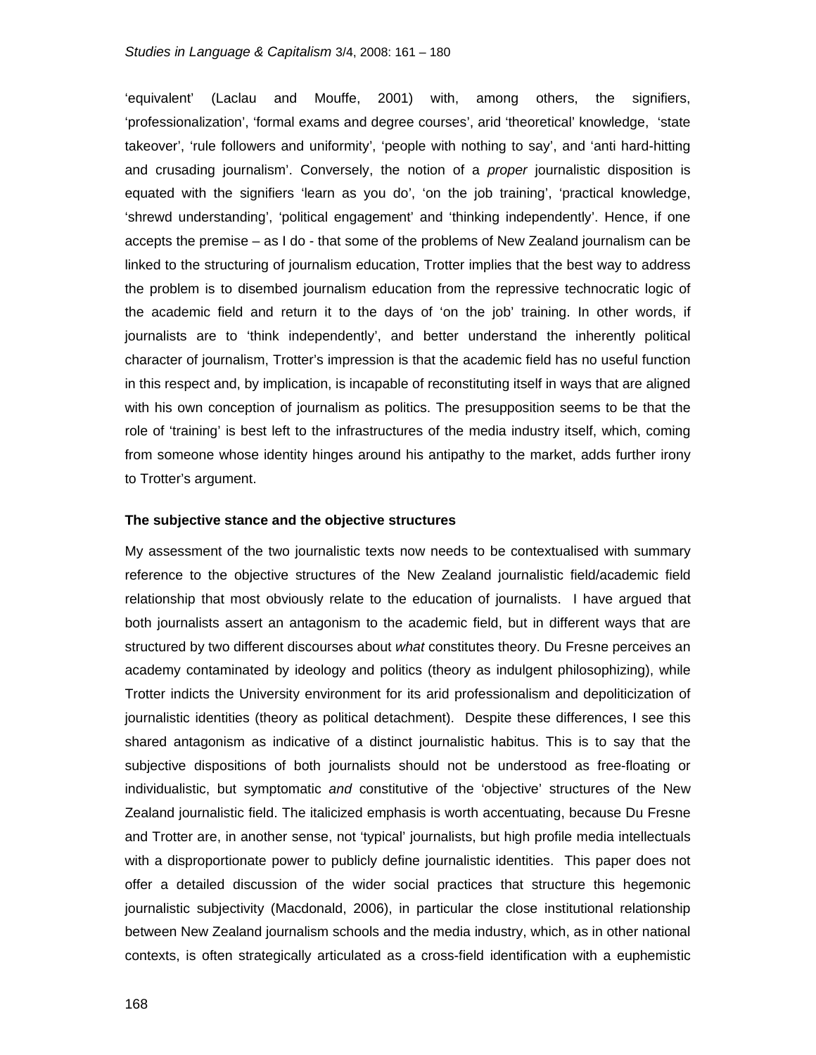'equivalent' (Laclau and Mouffe, 2001) with, among others, the signifiers, 'professionalization', 'formal exams and degree courses', arid 'theoretical' knowledge, 'state takeover', 'rule followers and uniformity', 'people with nothing to say', and 'anti hard-hitting and crusading journalism'. Conversely, the notion of a *proper* journalistic disposition is equated with the signifiers 'learn as you do', 'on the job training', 'practical knowledge, 'shrewd understanding', 'political engagement' and 'thinking independently'. Hence, if one accepts the premise – as I do - that some of the problems of New Zealand journalism can be linked to the structuring of journalism education, Trotter implies that the best way to address the problem is to disembed journalism education from the repressive technocratic logic of the academic field and return it to the days of 'on the job' training. In other words, if journalists are to 'think independently', and better understand the inherently political character of journalism, Trotter's impression is that the academic field has no useful function in this respect and, by implication, is incapable of reconstituting itself in ways that are aligned with his own conception of journalism as politics. The presupposition seems to be that the role of 'training' is best left to the infrastructures of the media industry itself, which, coming from someone whose identity hinges around his antipathy to the market, adds further irony to Trotter's argument.

**The subjective stance and the objective structures**

My assessment of the two journalistic texts now needs to be contextualised with summary reference to the objective structures of the New Zealand journalistic field/academic field relationship that most obviously relate to the education of journalists. I have argued that both journalists assert an antagonism to the academic field, but in different ways that are structured by two different discourses about *what* constitutes theory. Du Fresne perceives an academy contaminated by ideology and politics (theory as indulgent philosophizing), while Trotter indicts the University environment for its arid professionalism and depoliticization of journalistic identities (theory as political detachment). Despite these differences, I see this shared antagonism as indicative of a distinct journalistic habitus. This is to say that the subjective dispositions of both journalists should not be understood as free-floating or individualistic, but symptomatic *and* constitutive of the 'objective' structures of the New Zealand journalistic field. The italicized emphasis is worth accentuating, because Du Fresne and Trotter are, in another sense, not 'typical' journalists, but high profile media intellectuals with a disproportionate power to publicly define journalistic identities. This paper does not offer a detailed discussion of the wider social practices that structure this hegemonic journalistic subjectivity (Macdonald, 2006), in particular the close institutional relationship between New Zealand journalism schools and the media industry, which, as in other national contexts, is often strategically articulated as a cross-field identification with a euphemistic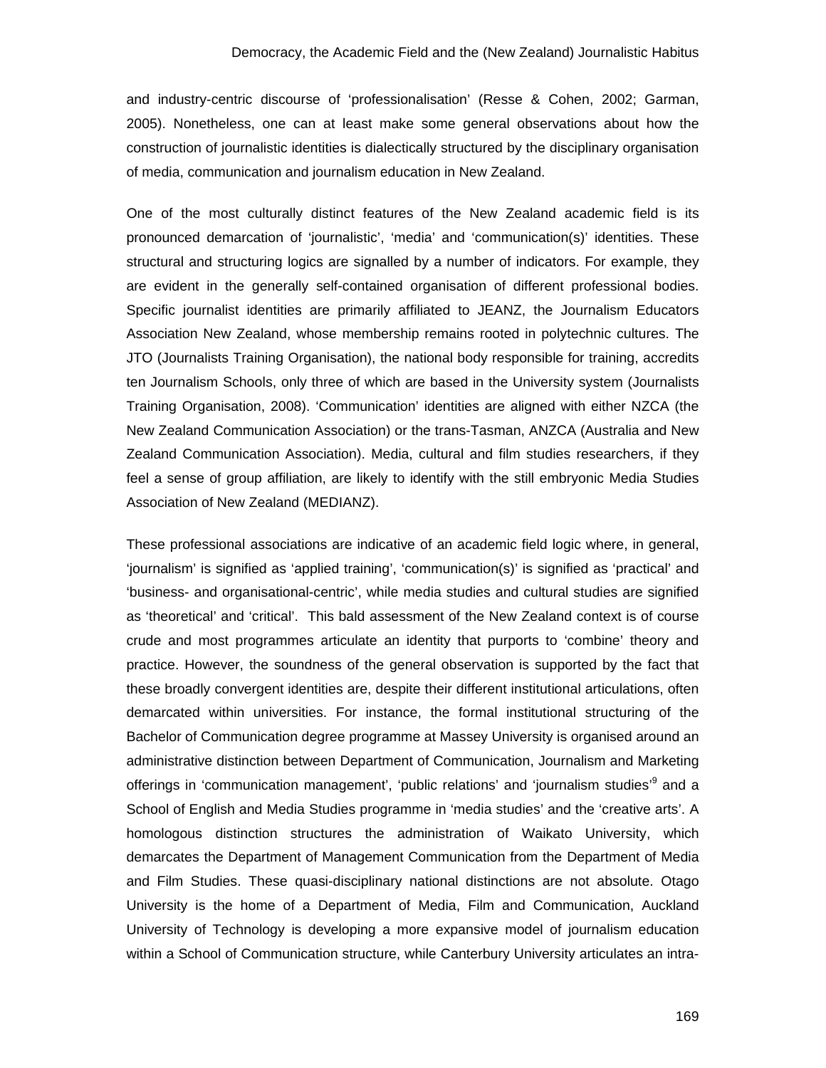and industry-centric discourse of 'professionalisation' (Resse & Cohen, 2002; Garman, 2005). Nonetheless, one can at least make some general observations about how the construction of journalistic identities is dialectically structured by the disciplinary organisation of media, communication and journalism education in New Zealand.

One of the most culturally distinct features of the New Zealand academic field is its pronounced demarcation of 'journalistic', 'media' and 'communication(s)' identities. These structural and structuring logics are signalled by a number of indicators. For example, they are evident in the generally self-contained organisation of different professional bodies. Specific journalist identities are primarily affiliated to JEANZ, the Journalism Educators Association New Zealand, whose membership remains rooted in polytechnic cultures. The JTO (Journalists Training Organisation), the national body responsible for training, accredits ten Journalism Schools, only three of which are based in the University system (Journalists Training Organisation, 2008). 'Communication' identities are aligned with either NZCA (the New Zealand Communication Association) or the trans-Tasman, ANZCA (Australia and New Zealand Communication Association). Media, cultural and film studies researchers, if they feel a sense of group affiliation, are likely to identify with the still embryonic Media Studies Association of New Zealand (MEDIANZ).

These professional associations are indicative of an academic field logic where, in general, 'journalism' is signified as 'applied training', 'communication(s)' is signified as 'practical' and 'business- and organisational-centric', while media studies and cultural studies are signified as 'theoretical' and 'critical'. This bald assessment of the New Zealand context is of course crude and most programmes articulate an identity that purports to 'combine' theory and practice. However, the soundness of the general observation is supported by the fact that these broadly convergent identities are, despite their different institutional articulations, often demarcated within universities. For instance, the formal institutional structuring of the Bachelor of Communication degree programme at Massey University is organised around an administrative distinction between Department of Communication, Journalism and Marketing offerings in 'communication management', 'public relations' and 'journalism studies'[9] and a School of English and Media Studies programme in 'media studies' and the 'creative arts'. A homologous distinction structures the administration of Waikato University, which demarcates the Department of Management Communication from the Department of Media and Film Studies. These quasi-disciplinary national distinctions are not absolute. Otago University is the home of a Department of Media, Film and Communication, Auckland University of Technology is developing a more expansive model of journalism education within a School of Communication structure, while Canterbury University articulates an intra-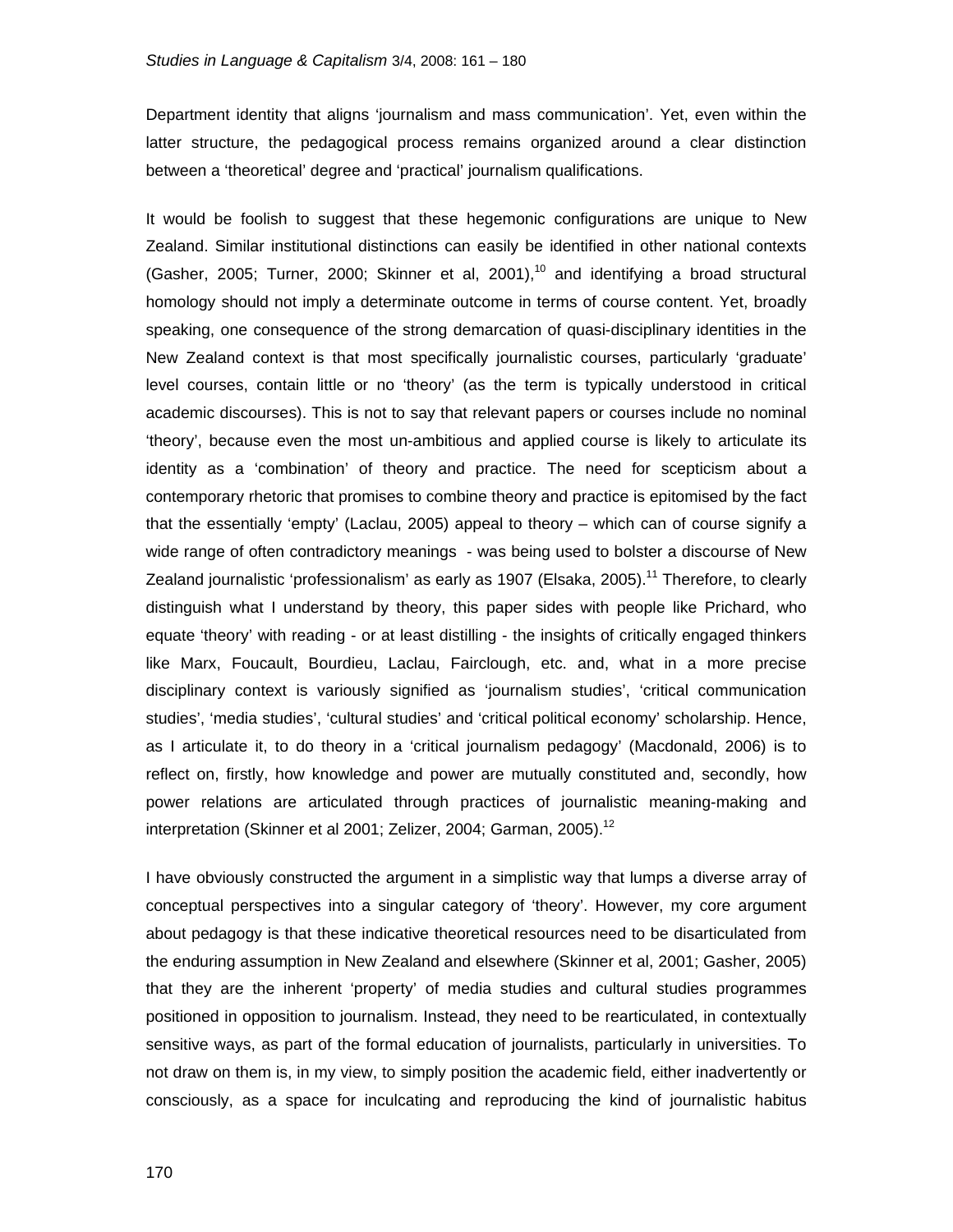Department identity that aligns 'journalism and mass communication'. Yet, even within the latter structure, the pedagogical process remains organized around a clear distinction between a 'theoretical' degree and 'practical' journalism qualifications.

It would be foolish to suggest that these hegemonic configurations are unique to New Zealand. Similar institutional distinctions can easily be identified in other national contexts (Gasher, 2005; Turner, 2000; Skinner et al, 2001),[10] and identifying a broad structural homology should not imply a determinate outcome in terms of course content. Yet, broadly speaking, one consequence of the strong demarcation of quasi-disciplinary identities in the New Zealand context is that most specifically journalistic courses, particularly 'graduate' level courses, contain little or no 'theory' (as the term is typically understood in critical academic discourses). This is not to say that relevant papers or courses include no nominal 'theory', because even the most un-ambitious and applied course is likely to articulate its identity as a 'combination' of theory and practice. The need for scepticism about a contemporary rhetoric that promises to combine theory and practice is epitomised by the fact that the essentially 'empty' (Laclau, 2005) appeal to theory – which can of course signify a wide range of often contradictory meanings - was being used to bolster a discourse of New Zealand journalistic 'professionalism' as early as 1907 (Elsaka, 2005).[11] Therefore, to clearly distinguish what I understand by theory, this paper sides with people like Prichard, who equate 'theory' with reading - or at least distilling - the insights of critically engaged thinkers like Marx, Foucault, Bourdieu, Laclau, Fairclough, etc. and, what in a more precise disciplinary context is variously signified as 'journalism studies', 'critical communication studies', 'media studies', 'cultural studies' and 'critical political economy' scholarship. Hence, as I articulate it, to do theory in a 'critical journalism pedagogy' (Macdonald, 2006) is to reflect on, firstly, how knowledge and power are mutually constituted and, secondly, how power relations are articulated through practices of journalistic meaning-making and interpretation (Skinner et al 2001; Zelizer, 2004; Garman, 2005).[12]

I have obviously constructed the argument in a simplistic way that lumps a diverse array of conceptual perspectives into a singular category of 'theory'. However, my core argument about pedagogy is that these indicative theoretical resources need to be disarticulated from the enduring assumption in New Zealand and elsewhere (Skinner et al, 2001; Gasher, 2005) that they are the inherent 'property' of media studies and cultural studies programmes positioned in opposition to journalism. Instead, they need to be rearticulated, in contextually sensitive ways, as part of the formal education of journalists, particularly in universities. To not draw on them is, in my view, to simply position the academic field, either inadvertently or consciously, as a space for inculcating and reproducing the kind of journalistic habitus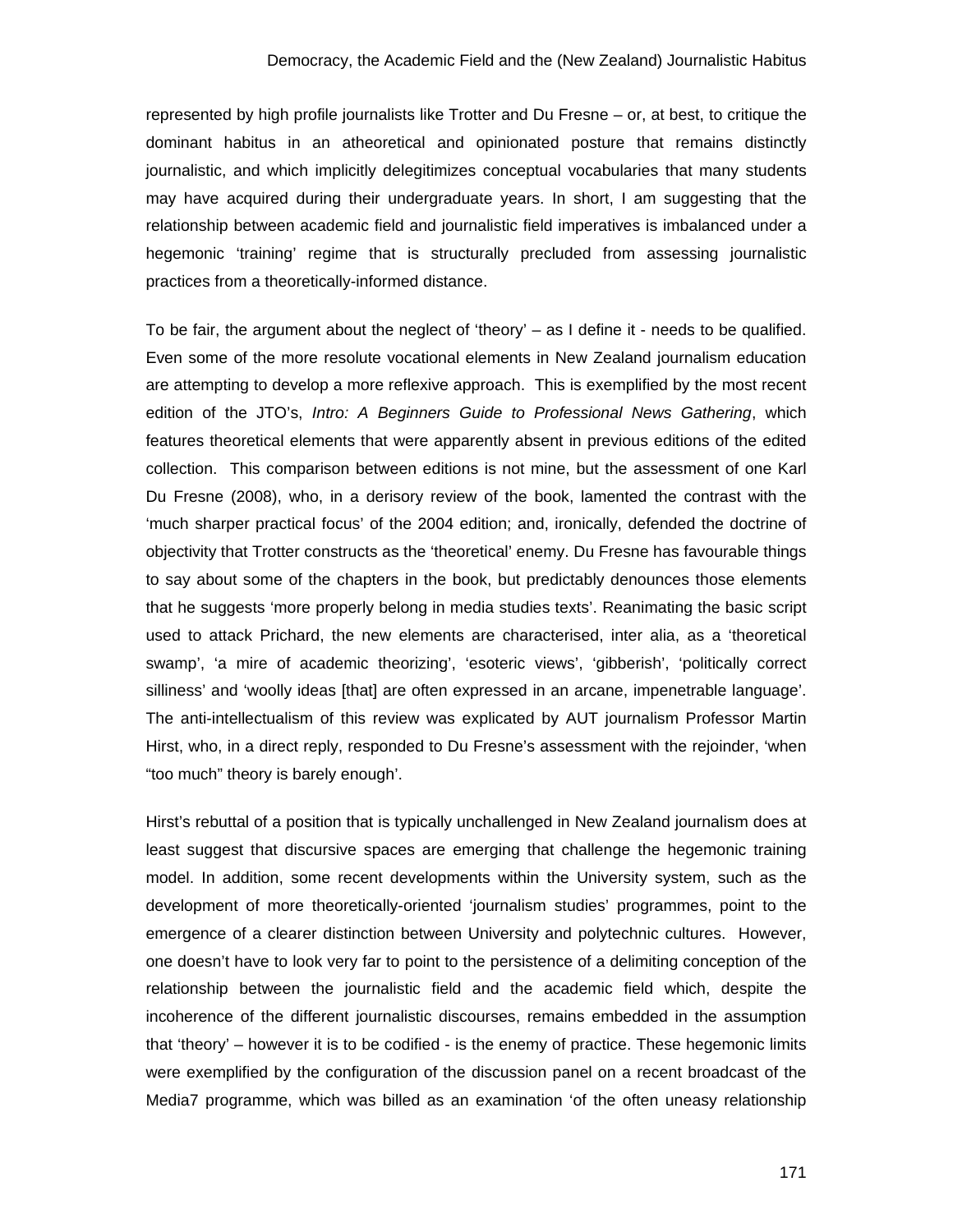represented by high profile journalists like Trotter and Du Fresne – or, at best, to critique the dominant habitus in an atheoretical and opinionated posture that remains distinctly journalistic, and which implicitly delegitimizes conceptual vocabularies that many students may have acquired during their undergraduate years. In short, I am suggesting that the relationship between academic field and journalistic field imperatives is imbalanced under a hegemonic 'training' regime that is structurally precluded from assessing journalistic practices from a theoretically-informed distance.

To be fair, the argument about the neglect of 'theory' – as I define it - needs to be qualified. Even some of the more resolute vocational elements in New Zealand journalism education are attempting to develop a more reflexive approach. This is exemplified by the most recent edition of the JTO's, *Intro: A Beginners Guide to Professional News Gathering*, which features theoretical elements that were apparently absent in previous editions of the edited collection. This comparison between editions is not mine, but the assessment of one Karl Du Fresne (2008), who, in a derisory review of the book, lamented the contrast with the 'much sharper practical focus' of the 2004 edition; and, ironically, defended the doctrine of objectivity that Trotter constructs as the 'theoretical' enemy. Du Fresne has favourable things to say about some of the chapters in the book, but predictably denounces those elements that he suggests 'more properly belong in media studies texts'. Reanimating the basic script used to attack Prichard, the new elements are characterised, inter alia, as a 'theoretical swamp', 'a mire of academic theorizing', 'esoteric views', 'gibberish', 'politically correct silliness' and 'woolly ideas [that] are often expressed in an arcane, impenetrable language'. The anti-intellectualism of this review was explicated by AUT journalism Professor Martin Hirst, who, in a direct reply, responded to Du Fresne's assessment with the rejoinder, 'when "too much" theory is barely enough'.

Hirst's rebuttal of a position that is typically unchallenged in New Zealand journalism does at least suggest that discursive spaces are emerging that challenge the hegemonic training model. In addition, some recent developments within the University system, such as the development of more theoretically-oriented 'journalism studies' programmes, point to the emergence of a clearer distinction between University and polytechnic cultures. However, one doesn't have to look very far to point to the persistence of a delimiting conception of the relationship between the journalistic field and the academic field which, despite the incoherence of the different journalistic discourses, remains embedded in the assumption that 'theory' – however it is to be codified - is the enemy of practice. These hegemonic limits were exemplified by the configuration of the discussion panel on a recent broadcast of the Media7 programme, which was billed as an examination 'of the often uneasy relationship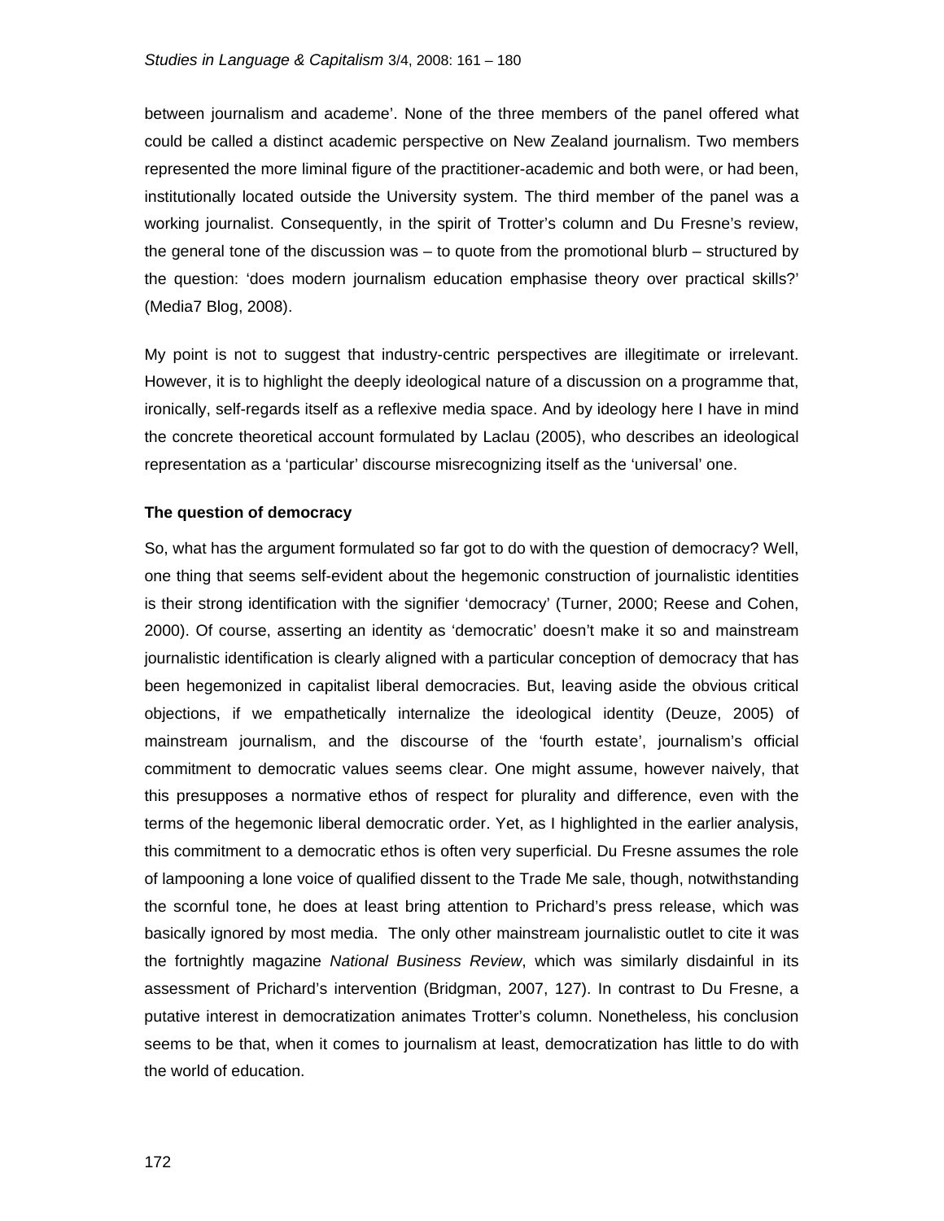between journalism and academe'. None of the three members of the panel offered what could be called a distinct academic perspective on New Zealand journalism. Two members represented the more liminal figure of the practitioner-academic and both were, or had been, institutionally located outside the University system. The third member of the panel was a working journalist. Consequently, in the spirit of Trotter's column and Du Fresne's review, the general tone of the discussion was – to quote from the promotional blurb – structured by the question: 'does modern journalism education emphasise theory over practical skills?' (Media7 Blog, 2008).

My point is not to suggest that industry-centric perspectives are illegitimate or irrelevant. However, it is to highlight the deeply ideological nature of a discussion on a programme that, ironically, self-regards itself as a reflexive media space. And by ideology here I have in mind the concrete theoretical account formulated by Laclau (2005), who describes an ideological representation as a 'particular' discourse misrecognizing itself as the 'universal' one.

**The question of democracy**

So, what has the argument formulated so far got to do with the question of democracy? Well, one thing that seems self-evident about the hegemonic construction of journalistic identities is their strong identification with the signifier 'democracy' (Turner, 2000; Reese and Cohen, 2000). Of course, asserting an identity as 'democratic' doesn't make it so and mainstream journalistic identification is clearly aligned with a particular conception of democracy that has been hegemonized in capitalist liberal democracies. But, leaving aside the obvious critical objections, if we empathetically internalize the ideological identity (Deuze, 2005) of mainstream journalism, and the discourse of the 'fourth estate', journalism's official commitment to democratic values seems clear. One might assume, however naively, that this presupposes a normative ethos of respect for plurality and difference, even with the terms of the hegemonic liberal democratic order. Yet, as I highlighted in the earlier analysis, this commitment to a democratic ethos is often very superficial. Du Fresne assumes the role of lampooning a lone voice of qualified dissent to the Trade Me sale, though, notwithstanding the scornful tone, he does at least bring attention to Prichard's press release, which was basically ignored by most media. The only other mainstream journalistic outlet to cite it was the fortnightly magazine *National Business Review*, which was similarly disdainful in its assessment of Prichard's intervention (Bridgman, 2007, 127). In contrast to Du Fresne, a putative interest in democratization animates Trotter's column. Nonetheless, his conclusion seems to be that, when it comes to journalism at least, democratization has little to do with the world of education.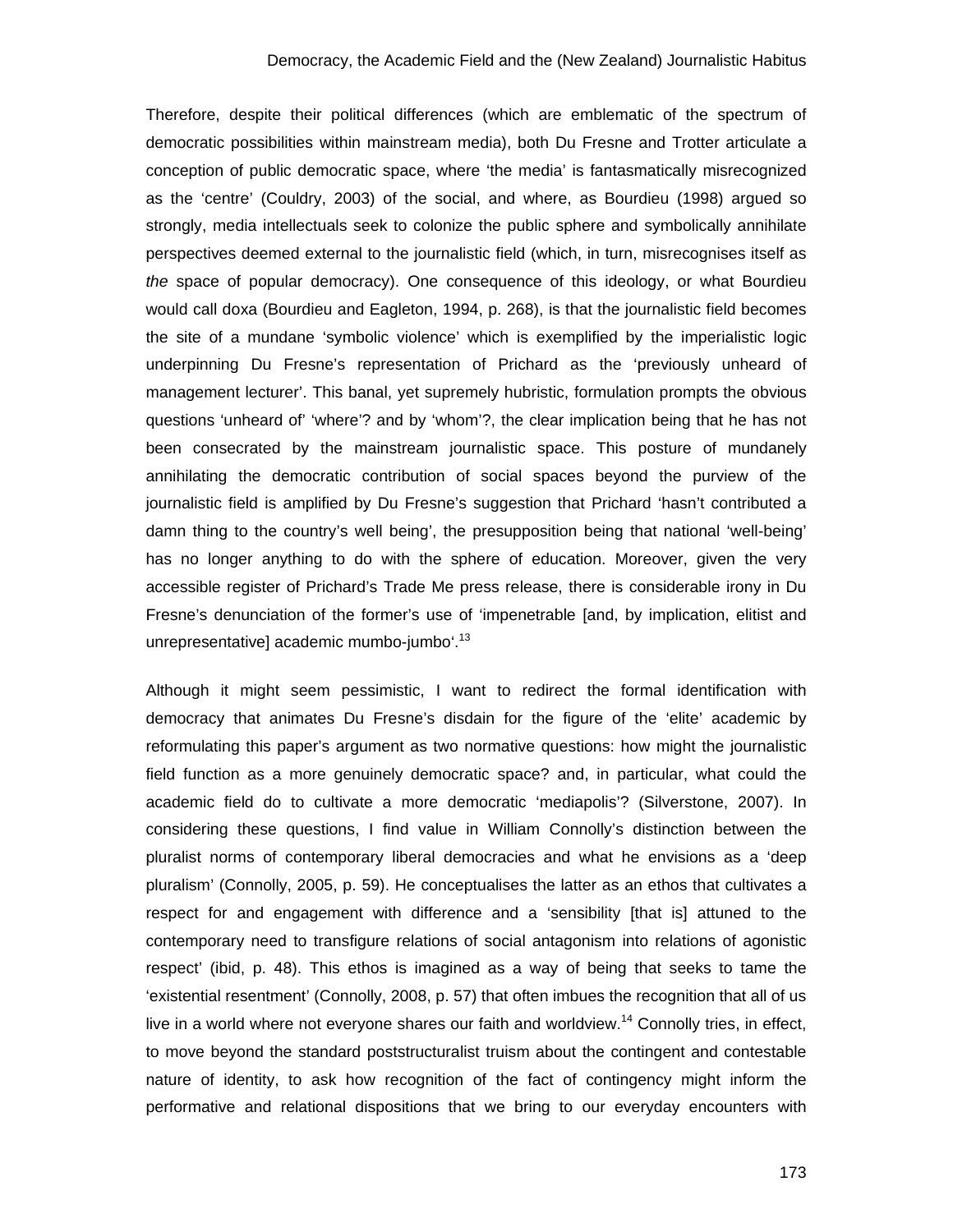Therefore, despite their political differences (which are emblematic of the spectrum of democratic possibilities within mainstream media), both Du Fresne and Trotter articulate a conception of public democratic space, where 'the media' is fantasmatically misrecognized as the 'centre' (Couldry, 2003) of the social, and where, as Bourdieu (1998) argued so strongly, media intellectuals seek to colonize the public sphere and symbolically annihilate perspectives deemed external to the journalistic field (which, in turn, misrecognises itself as *the* space of popular democracy). One consequence of this ideology, or what Bourdieu would call doxa (Bourdieu and Eagleton, 1994, p. 268), is that the journalistic field becomes the site of a mundane 'symbolic violence' which is exemplified by the imperialistic logic underpinning Du Fresne's representation of Prichard as the 'previously unheard of management lecturer'. This banal, yet supremely hubristic, formulation prompts the obvious questions 'unheard of' 'where'? and by 'whom'?, the clear implication being that he has not been consecrated by the mainstream journalistic space. This posture of mundanely annihilating the democratic contribution of social spaces beyond the purview of the journalistic field is amplified by Du Fresne's suggestion that Prichard 'hasn't contributed a damn thing to the country's well being', the presupposition being that national 'well-being' has no longer anything to do with the sphere of education. Moreover, given the very accessible register of Prichard's Trade Me press release, there is considerable irony in Du Fresne's denunciation of the former's use of 'impenetrable [and, by implication, elitist and unrepresentative] academic mumbo-jumbo'.[13]

Although it might seem pessimistic, I want to redirect the formal identification with democracy that animates Du Fresne's disdain for the figure of the 'elite' academic by reformulating this paper's argument as two normative questions: how might the journalistic field function as a more genuinely democratic space? and, in particular, what could the academic field do to cultivate a more democratic 'mediapolis'? (Silverstone, 2007). In considering these questions, I find value in William Connolly's distinction between the pluralist norms of contemporary liberal democracies and what he envisions as a 'deep pluralism' (Connolly, 2005, p. 59). He conceptualises the latter as an ethos that cultivates a respect for and engagement with difference and a 'sensibility [that is] attuned to the contemporary need to transfigure relations of social antagonism into relations of agonistic respect' (ibid, p. 48). This ethos is imagined as a way of being that seeks to tame the 'existential resentment' (Connolly, 2008, p. 57) that often imbues the recognition that all of us live in a world where not everyone shares our faith and worldview.[14] Connolly tries, in effect, to move beyond the standard poststructuralist truism about the contingent and contestable nature of identity, to ask how recognition of the fact of contingency might inform the performative and relational dispositions that we bring to our everyday encounters with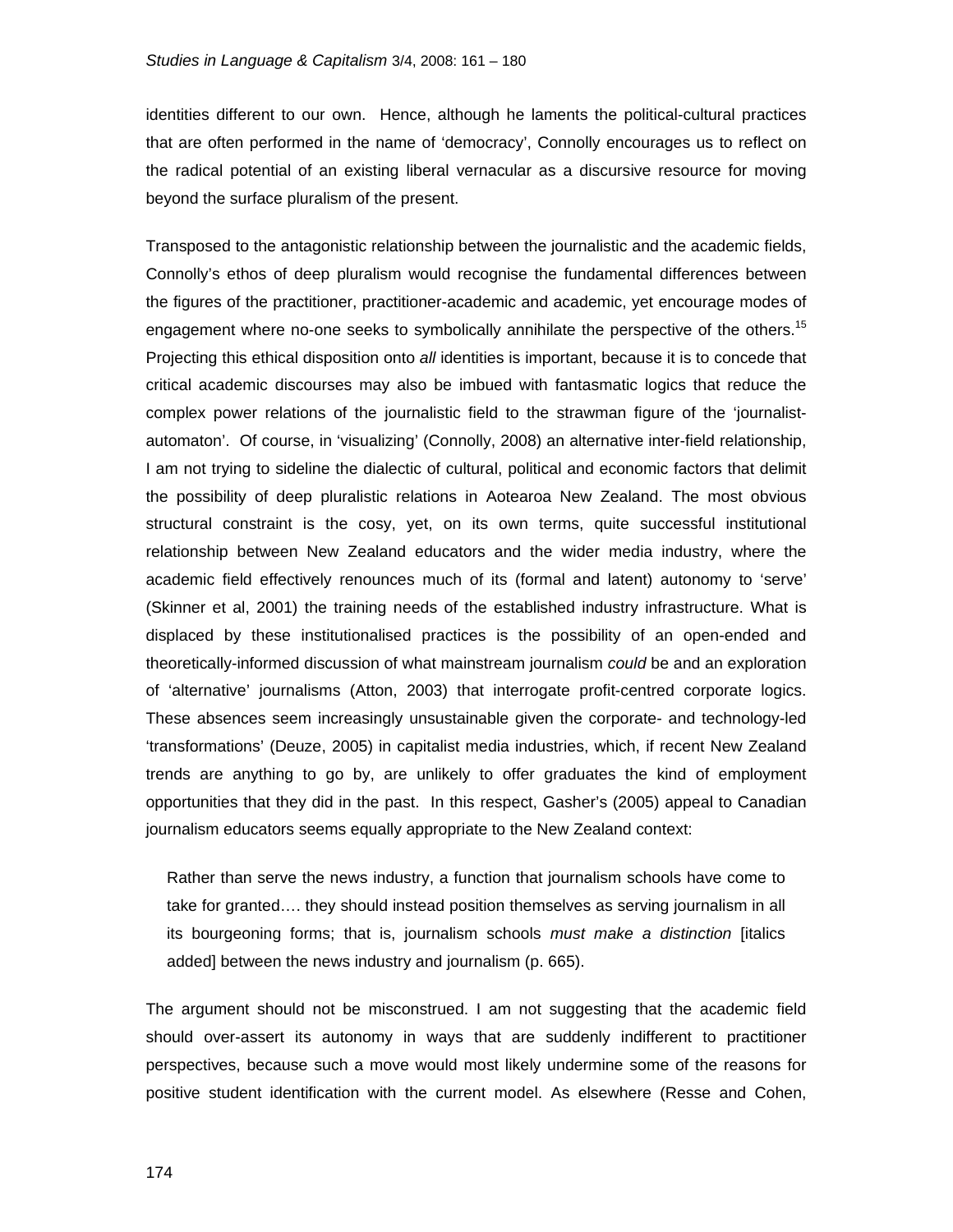identities different to our own. Hence, although he laments the political-cultural practices that are often performed in the name of 'democracy', Connolly encourages us to reflect on the radical potential of an existing liberal vernacular as a discursive resource for moving beyond the surface pluralism of the present.

Transposed to the antagonistic relationship between the journalistic and the academic fields, Connolly's ethos of deep pluralism would recognise the fundamental differences between the figures of the practitioner, practitioner-academic and academic, yet encourage modes of engagement where no-one seeks to symbolically annihilate the perspective of the others.[15] Projecting this ethical disposition onto *all* identities is important, because it is to concede that critical academic discourses may also be imbued with fantasmatic logics that reduce the complex power relations of the journalistic field to the strawman figure of the 'journalist-automaton'. Of course, in 'visualizing' (Connolly, 2008) an alternative inter-field relationship, I am not trying to sideline the dialectic of cultural, political and economic factors that delimit the possibility of deep pluralistic relations in Aotearoa New Zealand. The most obvious structural constraint is the cosy, yet, on its own terms, quite successful institutional relationship between New Zealand educators and the wider media industry, where the academic field effectively renounces much of its (formal and latent) autonomy to 'serve' (Skinner et al, 2001) the training needs of the established industry infrastructure. What is displaced by these institutionalised practices is the possibility of an open-ended and theoretically-informed discussion of what mainstream journalism *could* be and an exploration of 'alternative' journalisms (Atton, 2003) that interrogate profit-centred corporate logics. These absences seem increasingly unsustainable given the corporate- and technology-led 'transformations' (Deuze, 2005) in capitalist media industries, which, if recent New Zealand trends are anything to go by, are unlikely to offer graduates the kind of employment opportunities that they did in the past. In this respect, Gasher's (2005) appeal to Canadian journalism educators seems equally appropriate to the New Zealand context:

> Rather than serve the news industry, a function that journalism schools have come to take for granted…. they should instead position themselves as serving journalism in all its bourgeoning forms; that is, journalism schools *must make a distinction* [italics added] between the news industry and journalism (p. 665).

The argument should not be misconstrued. I am not suggesting that the academic field should over-assert its autonomy in ways that are suddenly indifferent to practitioner perspectives, because such a move would most likely undermine some of the reasons for positive student identification with the current model. As elsewhere (Resse and Cohen,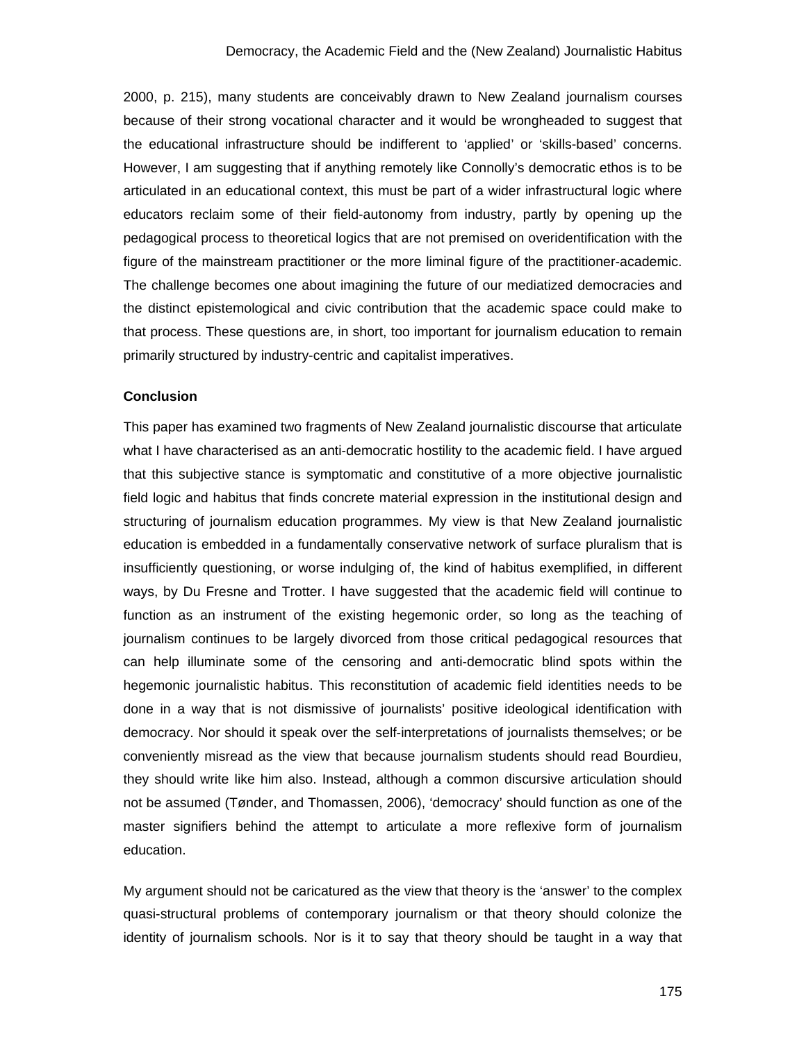2000, p. 215), many students are conceivably drawn to New Zealand journalism courses because of their strong vocational character and it would be wrongheaded to suggest that the educational infrastructure should be indifferent to 'applied' or 'skills-based' concerns. However, I am suggesting that if anything remotely like Connolly's democratic ethos is to be articulated in an educational context, this must be part of a wider infrastructural logic where educators reclaim some of their field-autonomy from industry, partly by opening up the pedagogical process to theoretical logics that are not premised on overidentification with the figure of the mainstream practitioner or the more liminal figure of the practitioner-academic. The challenge becomes one about imagining the future of our mediatized democracies and the distinct epistemological and civic contribution that the academic space could make to that process. These questions are, in short, too important for journalism education to remain primarily structured by industry-centric and capitalist imperatives.

**Conclusion**

This paper has examined two fragments of New Zealand journalistic discourse that articulate what I have characterised as an anti-democratic hostility to the academic field. I have argued that this subjective stance is symptomatic and constitutive of a more objective journalistic field logic and habitus that finds concrete material expression in the institutional design and structuring of journalism education programmes. My view is that New Zealand journalistic education is embedded in a fundamentally conservative network of surface pluralism that is insufficiently questioning, or worse indulging of, the kind of habitus exemplified, in different ways, by Du Fresne and Trotter. I have suggested that the academic field will continue to function as an instrument of the existing hegemonic order, so long as the teaching of journalism continues to be largely divorced from those critical pedagogical resources that can help illuminate some of the censoring and anti-democratic blind spots within the hegemonic journalistic habitus. This reconstitution of academic field identities needs to be done in a way that is not dismissive of journalists' positive ideological identification with democracy. Nor should it speak over the self-interpretations of journalists themselves; or be conveniently misread as the view that because journalism students should read Bourdieu, they should write like him also. Instead, although a common discursive articulation should not be assumed (Tønder, and Thomassen, 2006), 'democracy' should function as one of the master signifiers behind the attempt to articulate a more reflexive form of journalism education.

My argument should not be caricatured as the view that theory is the 'answer' to the complex quasi-structural problems of contemporary journalism or that theory should colonize the identity of journalism schools. Nor is it to say that theory should be taught in a way that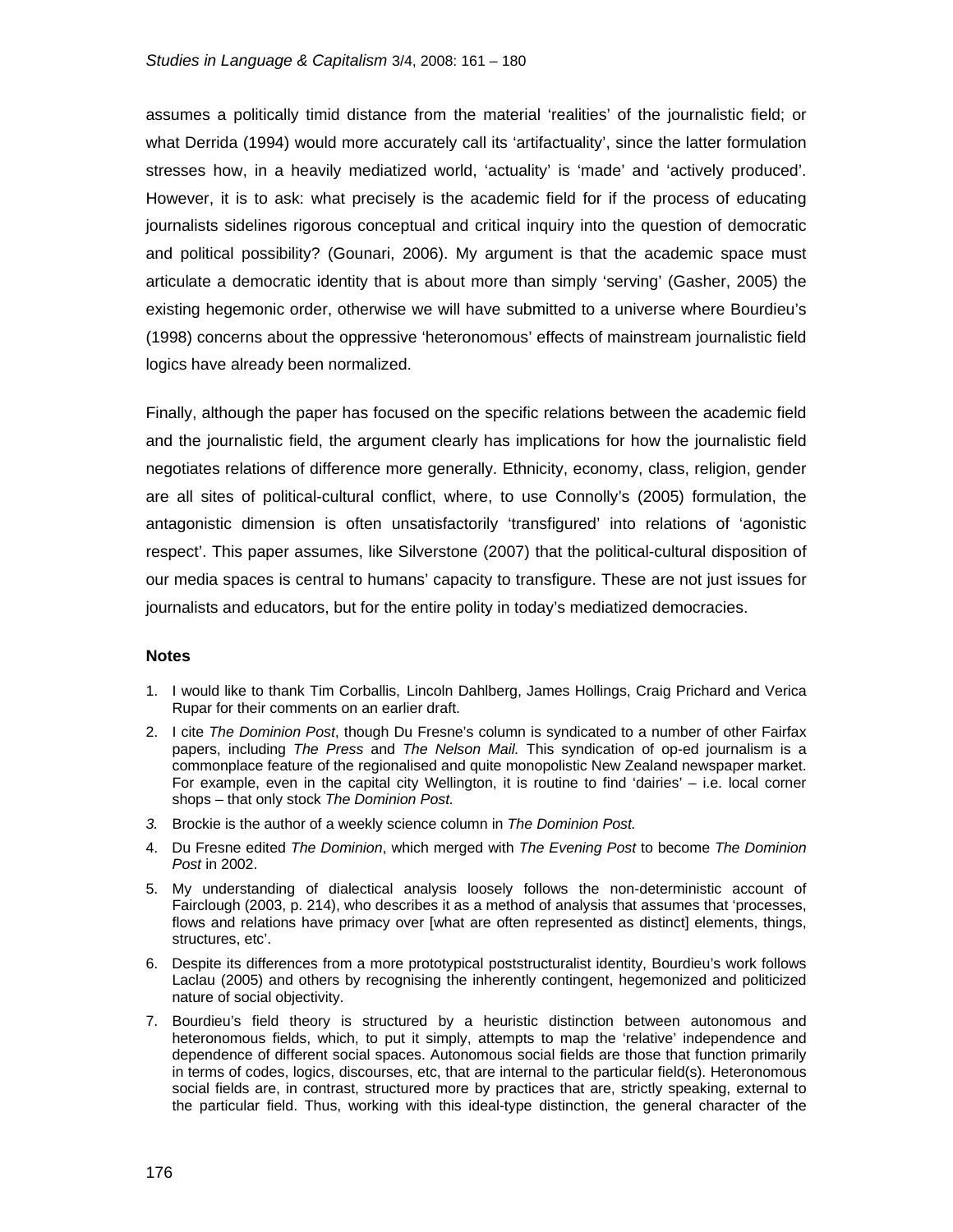assumes a politically timid distance from the material 'realities' of the journalistic field; or what Derrida (1994) would more accurately call its 'artifactuality', since the latter formulation stresses how, in a heavily mediatized world, 'actuality' is 'made' and 'actively produced'. However, it is to ask: what precisely is the academic field for if the process of educating journalists sidelines rigorous conceptual and critical inquiry into the question of democratic and political possibility? (Gounari, 2006). My argument is that the academic space must articulate a democratic identity that is about more than simply 'serving' (Gasher, 2005) the existing hegemonic order, otherwise we will have submitted to a universe where Bourdieu's (1998) concerns about the oppressive 'heteronomous' effects of mainstream journalistic field logics have already been normalized.

Finally, although the paper has focused on the specific relations between the academic field and the journalistic field, the argument clearly has implications for how the journalistic field negotiates relations of difference more generally. Ethnicity, economy, class, religion, gender are all sites of political-cultural conflict, where, to use Connolly's (2005) formulation, the antagonistic dimension is often unsatisfactorily 'transfigured' into relations of 'agonistic respect'. This paper assumes, like Silverstone (2007) that the political-cultural disposition of our media spaces is central to humans' capacity to transfigure. These are not just issues for journalists and educators, but for the entire polity in today's mediatized democracies.

### Notes

1. I would like to thank Tim Corballis, Lincoln Dahlberg, James Hollings, Craig Prichard and Verica Rupar for their comments on an earlier draft.
2. I cite *The Dominion Post*, though Du Fresne's column is syndicated to a number of other Fairfax papers, including *The Press* and *The Nelson Mail.* This syndication of op-ed journalism is a commonplace feature of the regionalised and quite monopolistic New Zealand newspaper market. For example, even in the capital city Wellington, it is routine to find 'dairies' – i.e. local corner shops – that only stock *The Dominion Post.*
3. Brockie is the author of a weekly science column in *The Dominion Post.*
4. Du Fresne edited *The Dominion*, which merged with *The Evening Post* to become *The Dominion Post* in 2002.
5. My understanding of dialectical analysis loosely follows the non-deterministic account of Fairclough (2003, p. 214), who describes it as a method of analysis that assumes that 'processes, flows and relations have primacy over [what are often represented as distinct] elements, things, structures, etc'.
6. Despite its differences from a more prototypical poststructuralist identity, Bourdieu's work follows Laclau (2005) and others by recognising the inherently contingent, hegemonized and politicized nature of social objectivity.
7. Bourdieu's field theory is structured by a heuristic distinction between autonomous and heteronomous fields, which, to put it simply, attempts to map the 'relative' independence and dependence of different social spaces. Autonomous social fields are those that function primarily in terms of codes, logics, discourses, etc, that are internal to the particular field(s). Heteronomous social fields are, in contrast, structured more by practices that are, strictly speaking, external to the particular field. Thus, working with this ideal-type distinction, the general character of the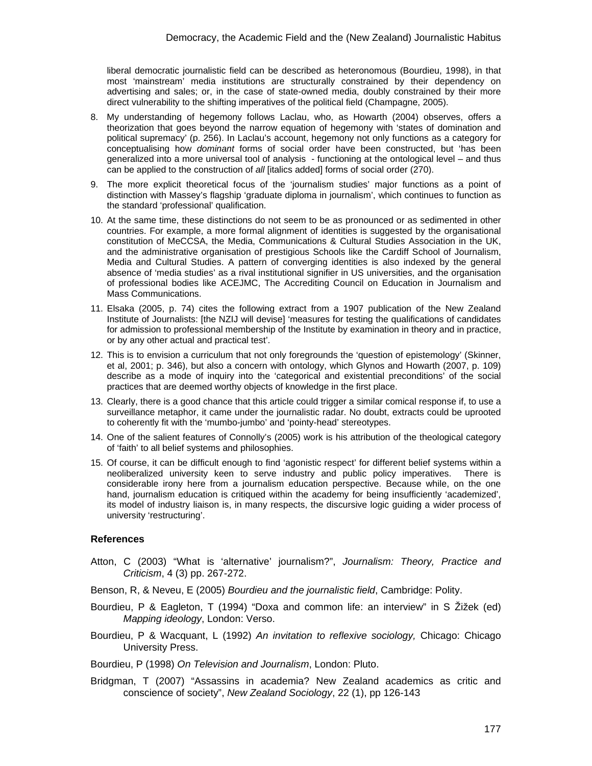liberal democratic journalistic field can be described as heteronomous (Bourdieu, 1998), in that most 'mainstream' media institutions are structurally constrained by their dependency on advertising and sales; or, in the case of state-owned media, doubly constrained by their more direct vulnerability to the shifting imperatives of the political field (Champagne, 2005).

8. My understanding of hegemony follows Laclau, who, as Howarth (2004) observes, offers a theorization that goes beyond the narrow equation of hegemony with 'states of domination and political supremacy' (p. 256). In Laclau's account, hegemony not only functions as a category for conceptualising how *dominant* forms of social order have been constructed, but 'has been generalized into a more universal tool of analysis - functioning at the ontological level – and thus can be applied to the construction of *all* [italics added] forms of social order (270).

9. The more explicit theoretical focus of the 'journalism studies' major functions as a point of distinction with Massey's flagship 'graduate diploma in journalism', which continues to function as the standard 'professional' qualification.

10. At the same time, these distinctions do not seem to be as pronounced or as sedimented in other countries. For example, a more formal alignment of identities is suggested by the organisational constitution of MeCCSA, the Media, Communications & Cultural Studies Association in the UK, and the administrative organisation of prestigious Schools like the Cardiff School of Journalism, Media and Cultural Studies. A pattern of converging identities is also indexed by the general absence of 'media studies' as a rival institutional signifier in US universities, and the organisation of professional bodies like ACEJMC, The Accrediting Council on Education in Journalism and Mass Communications.

11. Elsaka (2005, p. 74) cites the following extract from a 1907 publication of the New Zealand Institute of Journalists: [the NZIJ will devise] 'measures for testing the qualifications of candidates for admission to professional membership of the Institute by examination in theory and in practice, or by any other actual and practical test'.

12. This is to envision a curriculum that not only foregrounds the 'question of epistemology' (Skinner, et al, 2001; p. 346), but also a concern with ontology, which Glynos and Howarth (2007, p. 109) describe as a mode of inquiry into the 'categorical and existential preconditions' of the social practices that are deemed worthy objects of knowledge in the first place.

13. Clearly, there is a good chance that this article could trigger a similar comical response if, to use a surveillance metaphor, it came under the journalistic radar. No doubt, extracts could be uprooted to coherently fit with the 'mumbo-jumbo' and 'pointy-head' stereotypes.

14. One of the salient features of Connolly's (2005) work is his attribution of the theological category of 'faith' to all belief systems and philosophies.

15. Of course, it can be difficult enough to find 'agonistic respect' for different belief systems within a neoliberalized university keen to serve industry and public policy imperatives. There is considerable irony here from a journalism education perspective. Because while, on the one hand, journalism education is critiqued within the academy for being insufficiently 'academized', its model of industry liaison is, in many respects, the discursive logic guiding a wider process of university 'restructuring'.

## References

Atton, C (2003) "What is 'alternative' journalism?", *Journalism: Theory, Practice and Criticism*, 4 (3) pp. 267-272.

Benson, R, & Neveu, E (2005) *Bourdieu and the journalistic field*, Cambridge: Polity.

Bourdieu, P & Eagleton, T (1994) "Doxa and common life: an interview" in S Žižek (ed) *Mapping ideology*, London: Verso.

Bourdieu, P & Wacquant, L (1992) *An invitation to reflexive sociology,* Chicago: Chicago University Press.

Bourdieu, P (1998) *On Television and Journalism*, London: Pluto.

Bridgman, T (2007) "Assassins in academia? New Zealand academics as critic and conscience of society", *New Zealand Sociology*, 22 (1), pp 126-143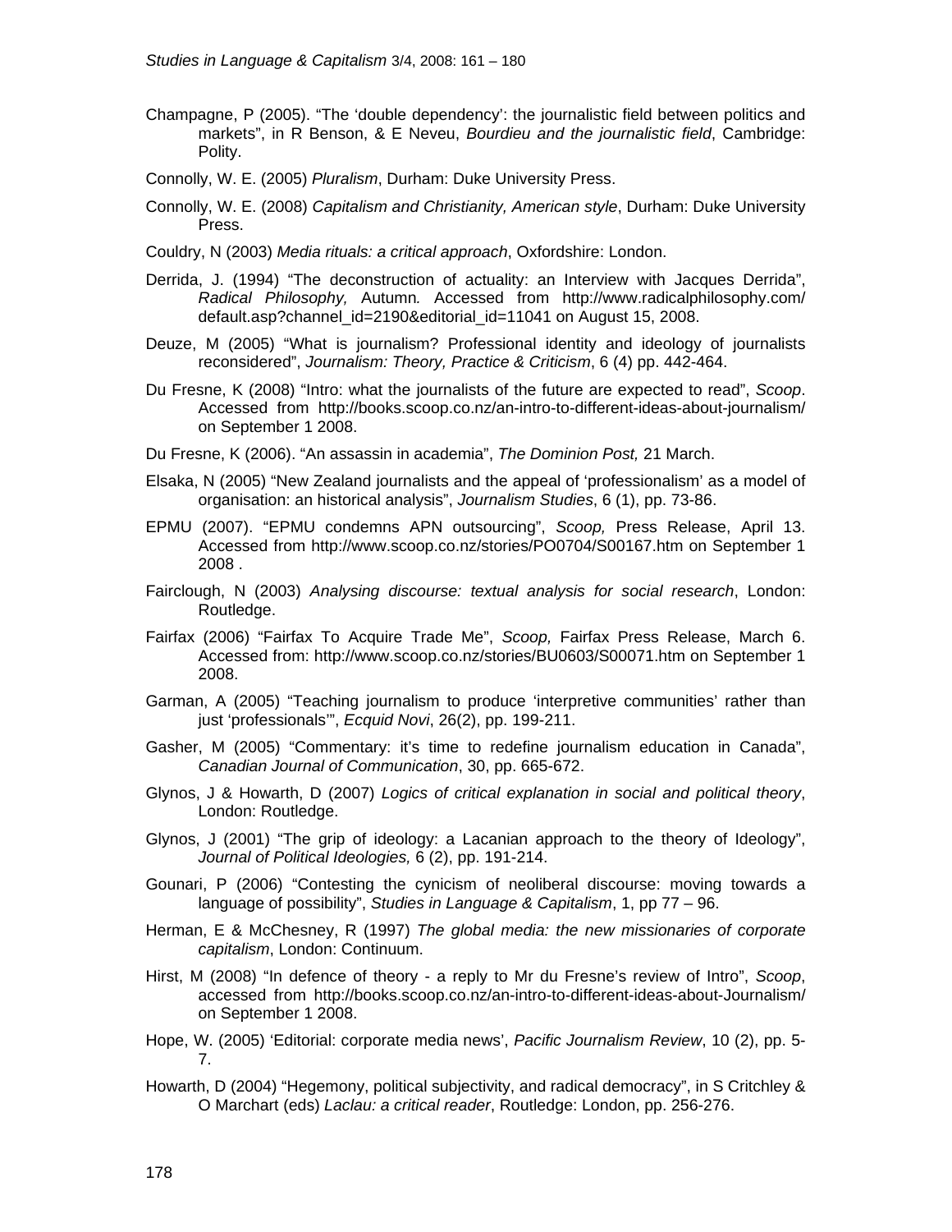Champagne, P (2005). “The ‘double dependency’: the journalistic field between politics and markets”, in R Benson, & E Neveu, *Bourdieu and the journalistic field*, Cambridge: Polity.

Connolly, W. E. (2005) *Pluralism*, Durham: Duke University Press.

Connolly, W. E. (2008) *Capitalism and Christianity, American style*, Durham: Duke University Press.

Couldry, N (2003) *Media rituals: a critical approach*, Oxfordshire: London.

Derrida, J. (1994) “The deconstruction of actuality: an Interview with Jacques Derrida”, *Radical Philosophy,* Autumn*.* Accessed from http://www.radicalphilosophy.com/default.asp?channel_id=2190&editorial_id=11041 on August 15, 2008.

Deuze, M (2005) “What is journalism? Professional identity and ideology of journalists reconsidered”, *Journalism: Theory, Practice & Criticism*, 6 (4) pp. 442-464.

Du Fresne, K (2008) “Intro: what the journalists of the future are expected to read”, *Scoop*. Accessed from http://books.scoop.co.nz/an-intro-to-different-ideas-about-journalism/ on September 1 2008.

Du Fresne, K (2006). “An assassin in academia”, *The Dominion Post,* 21 March.

Elsaka, N (2005) “New Zealand journalists and the appeal of ‘professionalism’ as a model of organisation: an historical analysis”, *Journalism Studies*, 6 (1), pp. 73-86.

EPMU (2007). “EPMU condemns APN outsourcing”, *Scoop,* Press Release, April 13. Accessed from http://www.scoop.co.nz/stories/PO0704/S00167.htm on September 1 2008 .

Fairclough, N (2003) *Analysing discourse: textual analysis for social research*, London: Routledge.

Fairfax (2006) “Fairfax To Acquire Trade Me”, *Scoop,* Fairfax Press Release, March 6. Accessed from: http://www.scoop.co.nz/stories/BU0603/S00071.htm on September 1 2008.

Garman, A (2005) “Teaching journalism to produce ‘interpretive communities’ rather than just ‘professionals’”, *Ecquid Novi*, 26(2), pp. 199-211.

Gasher, M (2005) “Commentary: it’s time to redefine journalism education in Canada”, *Canadian Journal of Communication*, 30, pp. 665-672.

Glynos, J & Howarth, D (2007) *Logics of critical explanation in social and political theory*, London: Routledge.

Glynos, J (2001) “The grip of ideology: a Lacanian approach to the theory of Ideology”, *Journal of Political Ideologies,* 6 (2), pp. 191-214.

Gounari, P (2006) “Contesting the cynicism of neoliberal discourse: moving towards a language of possibility”, *Studies in Language & Capitalism*, 1, pp 77 – 96.

Herman, E & McChesney, R (1997) *The global media: the new missionaries of corporate capitalism*, London: Continuum.

Hirst, M (2008) “In defence of theory - a reply to Mr du Fresne’s review of Intro”, *Scoop*, accessed from http://books.scoop.co.nz/an-intro-to-different-ideas-about-Journalism/ on September 1 2008.

Hope, W. (2005) ‘Editorial: corporate media news’, *Pacific Journalism Review*, 10 (2), pp. 5-7.

Howarth, D (2004) “Hegemony, political subjectivity, and radical democracy”, in S Critchley & O Marchart (eds) *Laclau: a critical reader*, Routledge: London, pp. 256-276.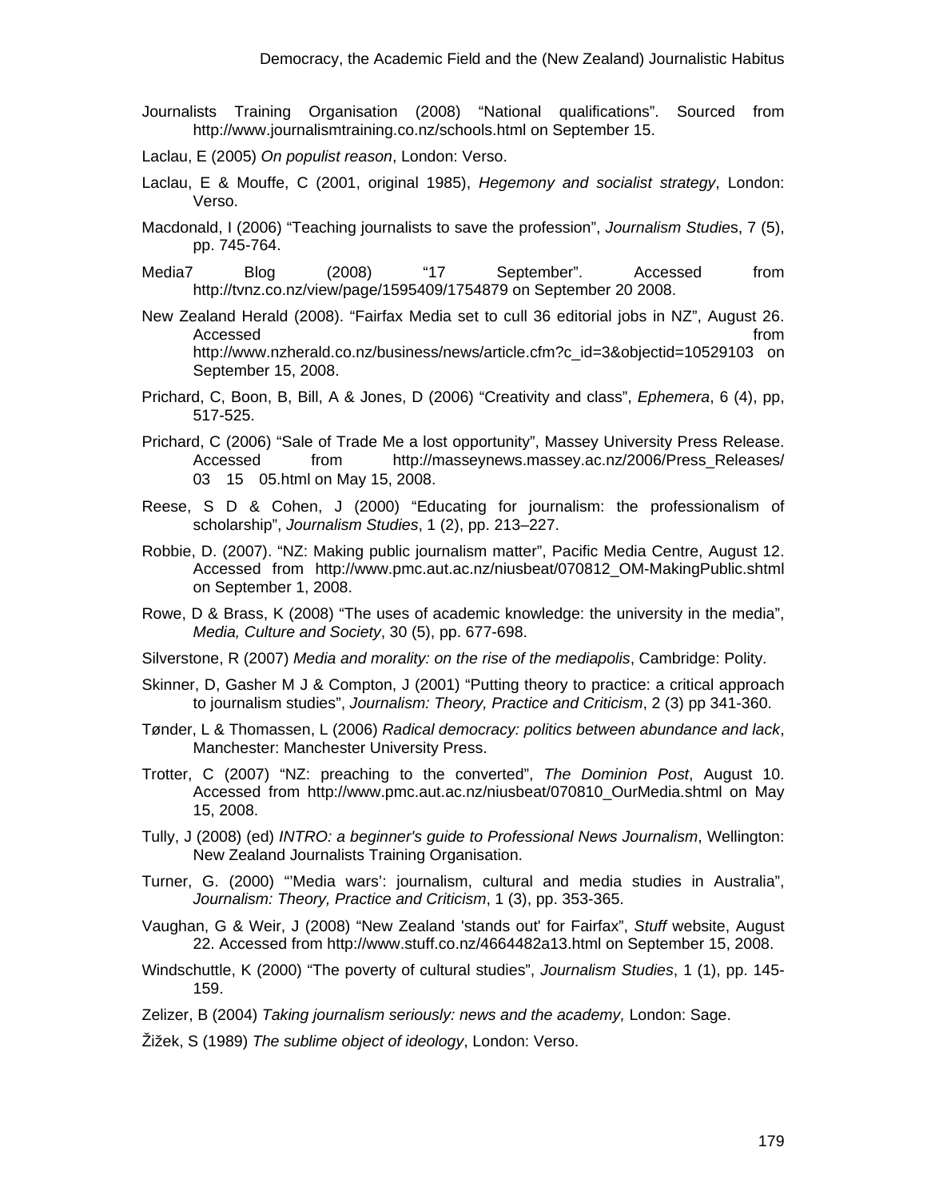Journalists Training Organisation (2008) "National qualifications". Sourced from http://www.journalismtraining.co.nz/schools.html on September 15.

Laclau, E (2005) *On populist reason*, London: Verso.

Laclau, E & Mouffe, C (2001, original 1985), *Hegemony and socialist strategy*, London: Verso.

Macdonald, I (2006) "Teaching journalists to save the profession", *Journalism Studies*, 7 (5), pp. 745-764.

Media7 Blog (2008) "17 September". Accessed from http://tvnz.co.nz/view/page/1595409/1754879 on September 20 2008.

New Zealand Herald (2008). "Fairfax Media set to cull 36 editorial jobs in NZ", August 26. Accessed from http://www.nzherald.co.nz/business/news/article.cfm?c_id=3&objectid=10529103 on September 15, 2008.

Prichard, C, Boon, B, Bill, A & Jones, D (2006) "Creativity and class", *Ephemera*, 6 (4), pp, 517-525.

Prichard, C (2006) "Sale of Trade Me a lost opportunity", Massey University Press Release. Accessed from http://masseynews.massey.ac.nz/2006/Press_Releases/03_15_05.html on May 15, 2008.

Reese, S D & Cohen, J (2000) "Educating for journalism: the professionalism of scholarship", *Journalism Studies*, 1 (2), pp. 213–227.

Robbie, D. (2007). "NZ: Making public journalism matter", Pacific Media Centre, August 12. Accessed from http://www.pmc.aut.ac.nz/niusbeat/070812_OM-MakingPublic.shtml on September 1, 2008.

Rowe, D & Brass, K (2008) "The uses of academic knowledge: the university in the media", *Media, Culture and Society*, 30 (5), pp. 677-698.

Silverstone, R (2007) *Media and morality: on the rise of the mediapolis*, Cambridge: Polity.

Skinner, D, Gasher M J & Compton, J (2001) "Putting theory to practice: a critical approach to journalism studies", *Journalism: Theory, Practice and Criticism*, 2 (3) pp 341-360.

Tønder, L & Thomassen, L (2006) *Radical democracy: politics between abundance and lack*, Manchester: Manchester University Press.

Trotter, C (2007) "NZ: preaching to the converted", *The Dominion Post*, August 10. Accessed from http://www.pmc.aut.ac.nz/niusbeat/070810_OurMedia.shtml on May 15, 2008.

Tully, J (2008) (ed) *INTRO: a beginner's guide to Professional News Journalism*, Wellington: New Zealand Journalists Training Organisation.

Turner, G. (2000) "'Media wars': journalism, cultural and media studies in Australia", *Journalism: Theory, Practice and Criticism*, 1 (3), pp. 353-365.

Vaughan, G & Weir, J (2008) "New Zealand 'stands out' for Fairfax", *Stuff* website, August 22. Accessed from http://www.stuff.co.nz/4664482a13.html on September 15, 2008.

Windschuttle, K (2000) "The poverty of cultural studies", *Journalism Studies*, 1 (1), pp. 145-159.

Zelizer, B (2004) *Taking journalism seriously: news and the academy,* London: Sage.

Žižek, S (1989) *The sublime object of ideology*, London: Verso.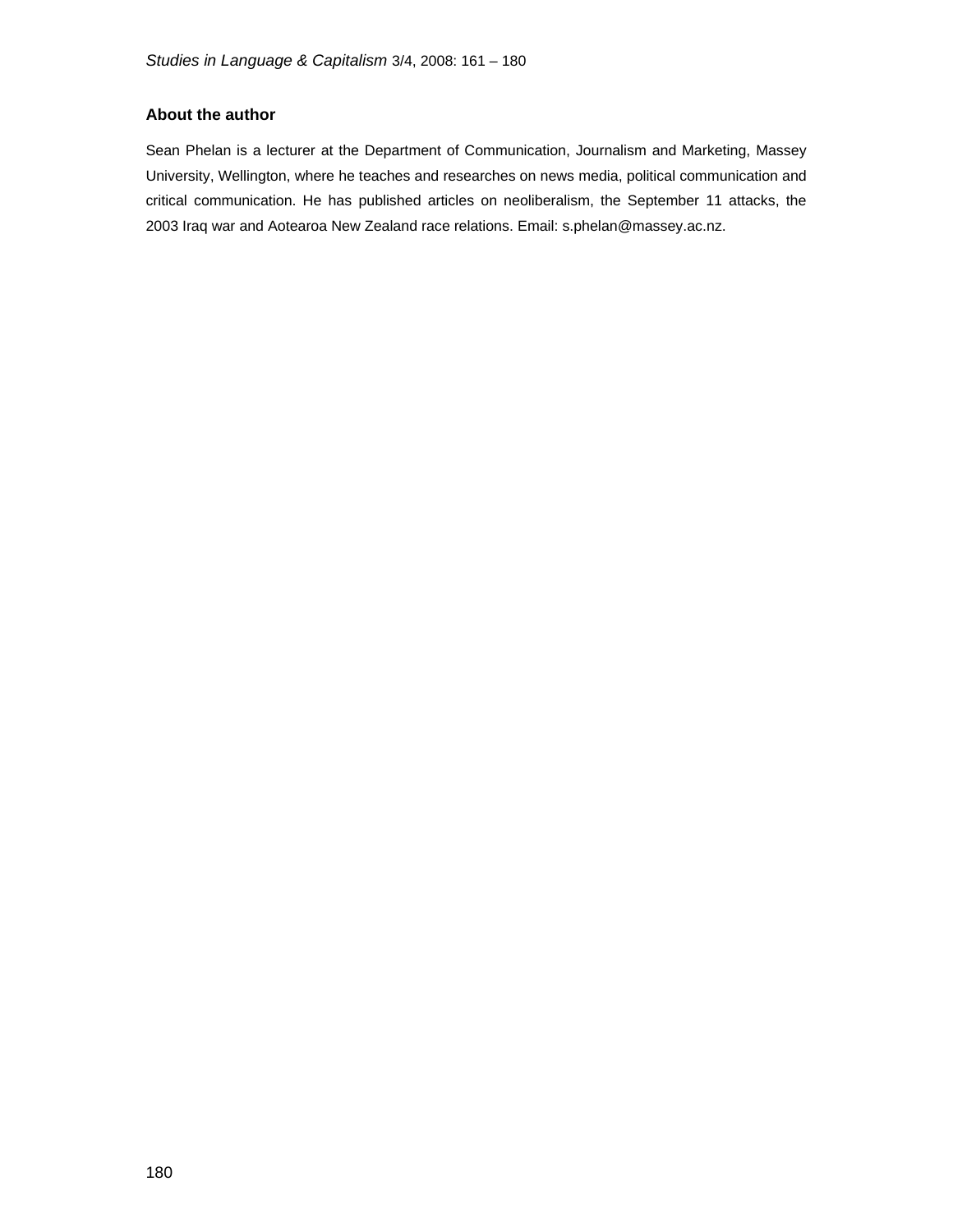### About the author

Sean Phelan is a lecturer at the Department of Communication, Journalism and Marketing, Massey University, Wellington, where he teaches and researches on news media, political communication and critical communication. He has published articles on neoliberalism, the September 11 attacks, the 2003 Iraq war and Aotearoa New Zealand race relations. Email: s.phelan@massey.ac.nz.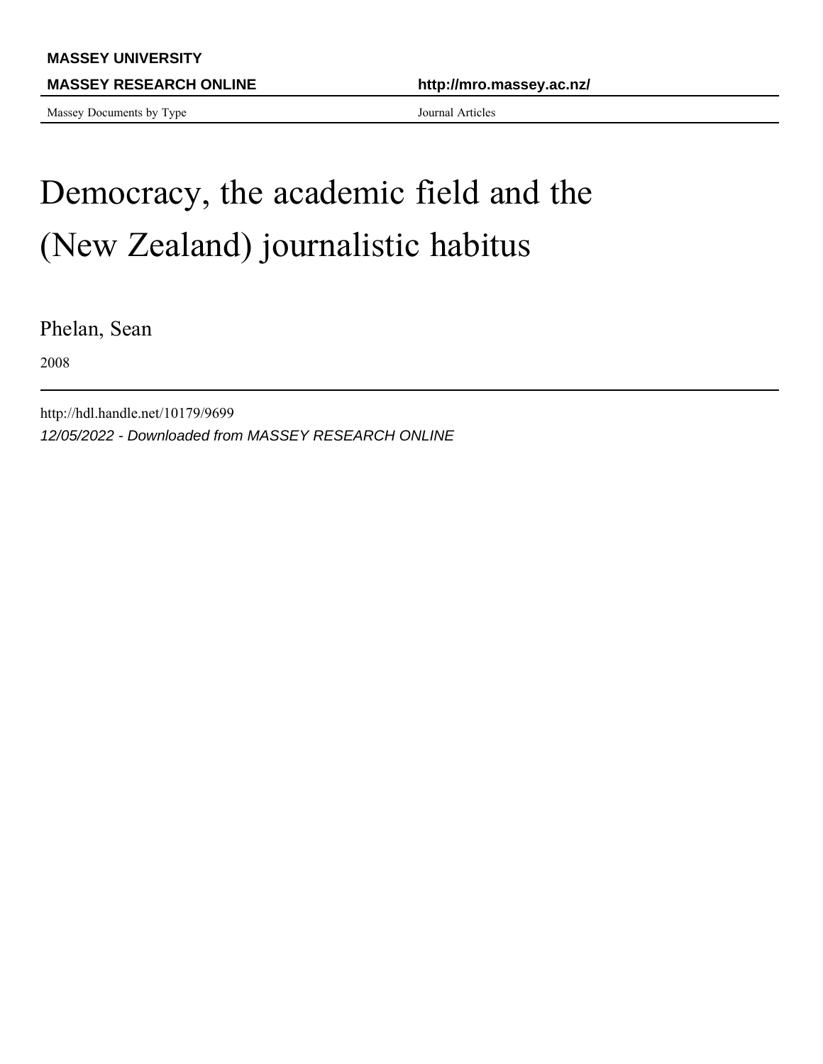MASSEY UNIVERSITY

MASSEY RESEARCH ONLINE http://mro.massey.ac.nz/

Massey Documents by Type Journal Articles

# Democracy, the academic field and the (New Zealand) journalistic habitus

Phelan, Sean

2008

http://hdl.handle.net/10179/9699

*12/05/2022 - Downloaded from MASSEY RESEARCH ONLINE*